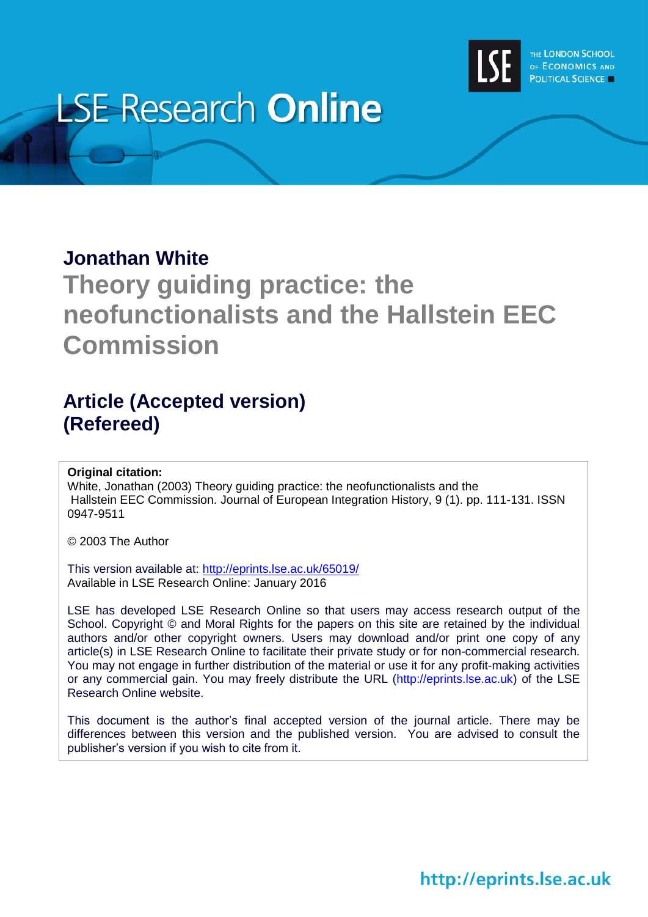# LSE Research Online

**Jonathan White**

## Theory guiding practice: the neofunctionalists and the Hallstein EEC Commission

### Article (Accepted version) (Refereed)

**Original citation:**
White, Jonathan (2003) Theory guiding practice: the neofunctionalists and the Hallstein EEC Commission. Journal of European Integration History, 9 (1). pp. 111-131. ISSN 0947-9511

© 2003 The Author

This version available at: http://eprints.lse.ac.uk/65019/
Available in LSE Research Online: January 2016

LSE has developed LSE Research Online so that users may access research output of the School. Copyright © and Moral Rights for the papers on this site are retained by the individual authors and/or other copyright owners. Users may download and/or print one copy of any article(s) in LSE Research Online to facilitate their private study or for non-commercial research. You may not engage in further distribution of the material or use it for any profit-making activities or any commercial gain. You may freely distribute the URL (http://eprints.lse.ac.uk) of the LSE Research Online website.

This document is the author's final accepted version of the journal article. There may be differences between this version and the published version. You are advised to consult the publisher's version if you wish to cite from it.

http://eprints.lse.ac.uk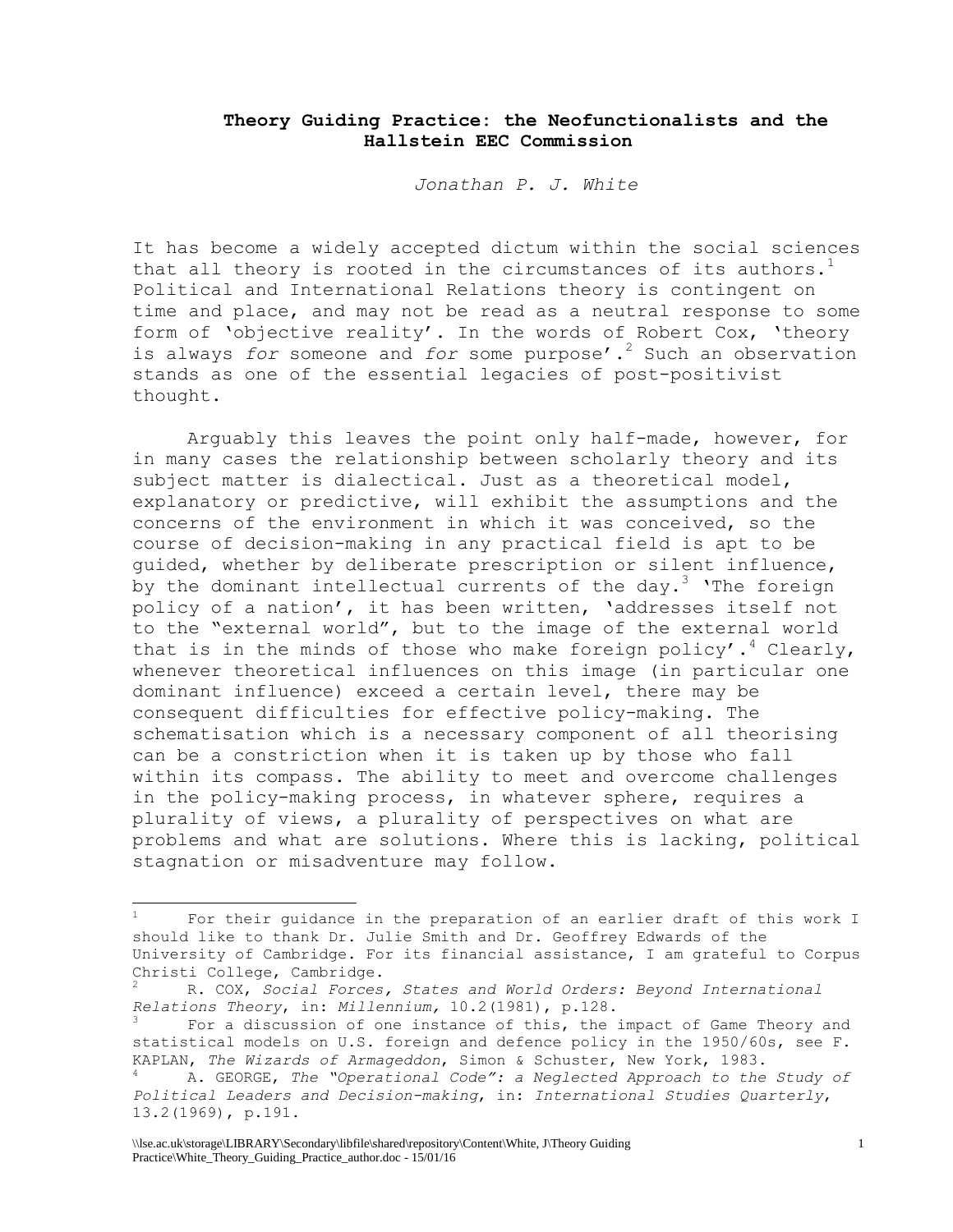# Theory Guiding Practice: the Neofunctionalists and the Hallstein EEC Commission

*Jonathan P. J. White*

It has become a widely accepted dictum within the social sciences that all theory is rooted in the circumstances of its authors.[1] Political and International Relations theory is contingent on time and place, and may not be read as a neutral response to some form of 'objective reality'. In the words of Robert Cox, 'theory is always *for* someone and *for* some purpose'.[2] Such an observation stands as one of the essential legacies of post-positivist thought.

Arguably this leaves the point only half-made, however, for in many cases the relationship between scholarly theory and its subject matter is dialectical. Just as a theoretical model, explanatory or predictive, will exhibit the assumptions and the concerns of the environment in which it was conceived, so the course of decision-making in any practical field is apt to be guided, whether by deliberate prescription or silent influence, by the dominant intellectual currents of the day.[3] 'The foreign policy of a nation', it has been written, 'addresses itself not to the "external world", but to the image of the external world that is in the minds of those who make foreign policy'.[4] Clearly, whenever theoretical influences on this image (in particular one dominant influence) exceed a certain level, there may be consequent difficulties for effective policy-making. The schematisation which is a necessary component of all theorising can be a constriction when it is taken up by those who fall within its compass. The ability to meet and overcome challenges in the policy-making process, in whatever sphere, requires a plurality of views, a plurality of perspectives on what are problems and what are solutions. Where this is lacking, political stagnation or misadventure may follow.

---

[1] For their guidance in the preparation of an earlier draft of this work I should like to thank Dr. Julie Smith and Dr. Geoffrey Edwards of the University of Cambridge. For its financial assistance, I am grateful to Corpus Christi College, Cambridge.

[2] R. COX, *Social Forces, States and World Orders: Beyond International Relations Theory*, in: *Millennium,* 10.2(1981), p.128.

[3] For a discussion of one instance of this, the impact of Game Theory and statistical models on U.S. foreign and defence policy in the 1950/60s, see F. KAPLAN, *The Wizards of Armageddon*, Simon & Schuster, New York, 1983.

[4] A. GEORGE, *The "Operational Code": a Neglected Approach to the Study of Political Leaders and Decision-making*, in: *International Studies Quarterly*, 13.2(1969), p.191.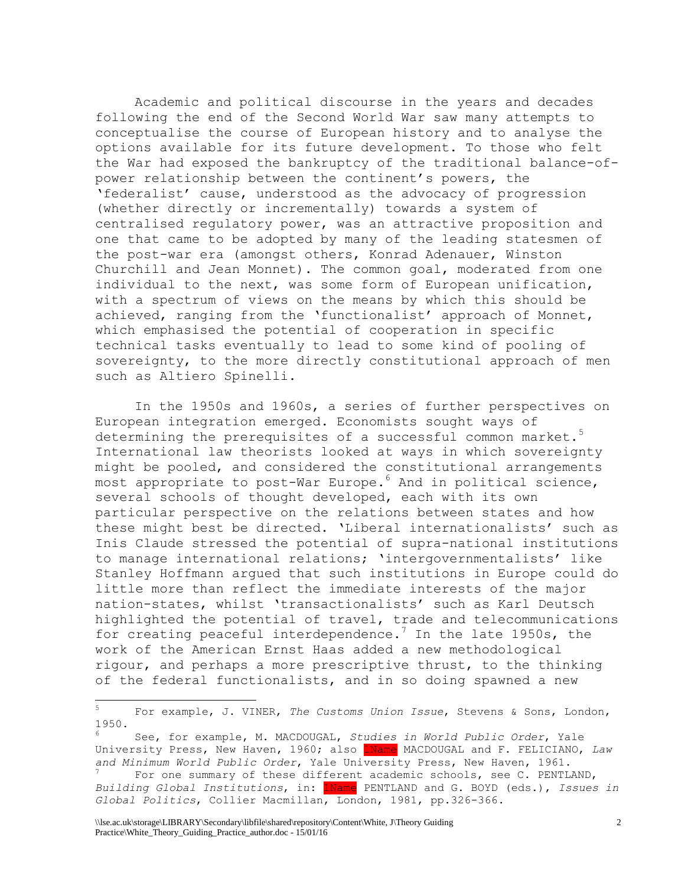Academic and political discourse in the years and decades following the end of the Second World War saw many attempts to conceptualise the course of European history and to analyse the options available for its future development. To those who felt the War had exposed the bankruptcy of the traditional balance-of-power relationship between the continent's powers, the 'federalist' cause, understood as the advocacy of progression (whether directly or incrementally) towards a system of centralised regulatory power, was an attractive proposition and one that came to be adopted by many of the leading statesmen of the post-war era (amongst others, Konrad Adenauer, Winston Churchill and Jean Monnet). The common goal, moderated from one individual to the next, was some form of European unification, with a spectrum of views on the means by which this should be achieved, ranging from the 'functionalist' approach of Monnet, which emphasised the potential of cooperation in specific technical tasks eventually to lead to some kind of pooling of sovereignty, to the more directly constitutional approach of men such as Altiero Spinelli.

In the 1950s and 1960s, a series of further perspectives on European integration emerged. Economists sought ways of determining the prerequisites of a successful common market.[5] International law theorists looked at ways in which sovereignty might be pooled, and considered the constitutional arrangements most appropriate to post-War Europe.[6] And in political science, several schools of thought developed, each with its own particular perspective on the relations between states and how these might best be directed. 'Liberal internationalists' such as Inis Claude stressed the potential of supra-national institutions to manage international relations; 'intergovernmentalists' like Stanley Hoffmann argued that such institutions in Europe could do little more than reflect the immediate interests of the major nation-states, whilst 'transactionalists' such as Karl Deutsch highlighted the potential of travel, trade and telecommunications for creating peaceful interdependence.[7] In the late 1950s, the work of the American Ernst Haas added a new methodological rigour, and perhaps a more prescriptive thrust, to the thinking of the federal functionalists, and in so doing spawned a new

---

[5] For example, J. VINER, *The Customs Union Issue*, Stevens & Sons, London, 1950.

[6] See, for example, M. MACDOUGAL, *Studies in World Public Order*, Yale University Press, New Haven, 1960; also 1Name MACDOUGAL and F. FELICIANO, *Law and Minimum World Public Order*, Yale University Press, New Haven, 1961.

[7] For one summary of these different academic schools, see C. PENTLAND, *Building Global Institutions*, in: 1Name PENTLAND and G. BOYD (eds.), *Issues in Global Politics*, Collier Macmillan, London, 1981, pp.326-366.

\\lse.ac.uk\storage\LIBRARY\Secondary\libfile\shared\repository\Content\White, J\Theory Guiding Practice\White_Theory_Guiding_Practice_author.doc - 15/01/16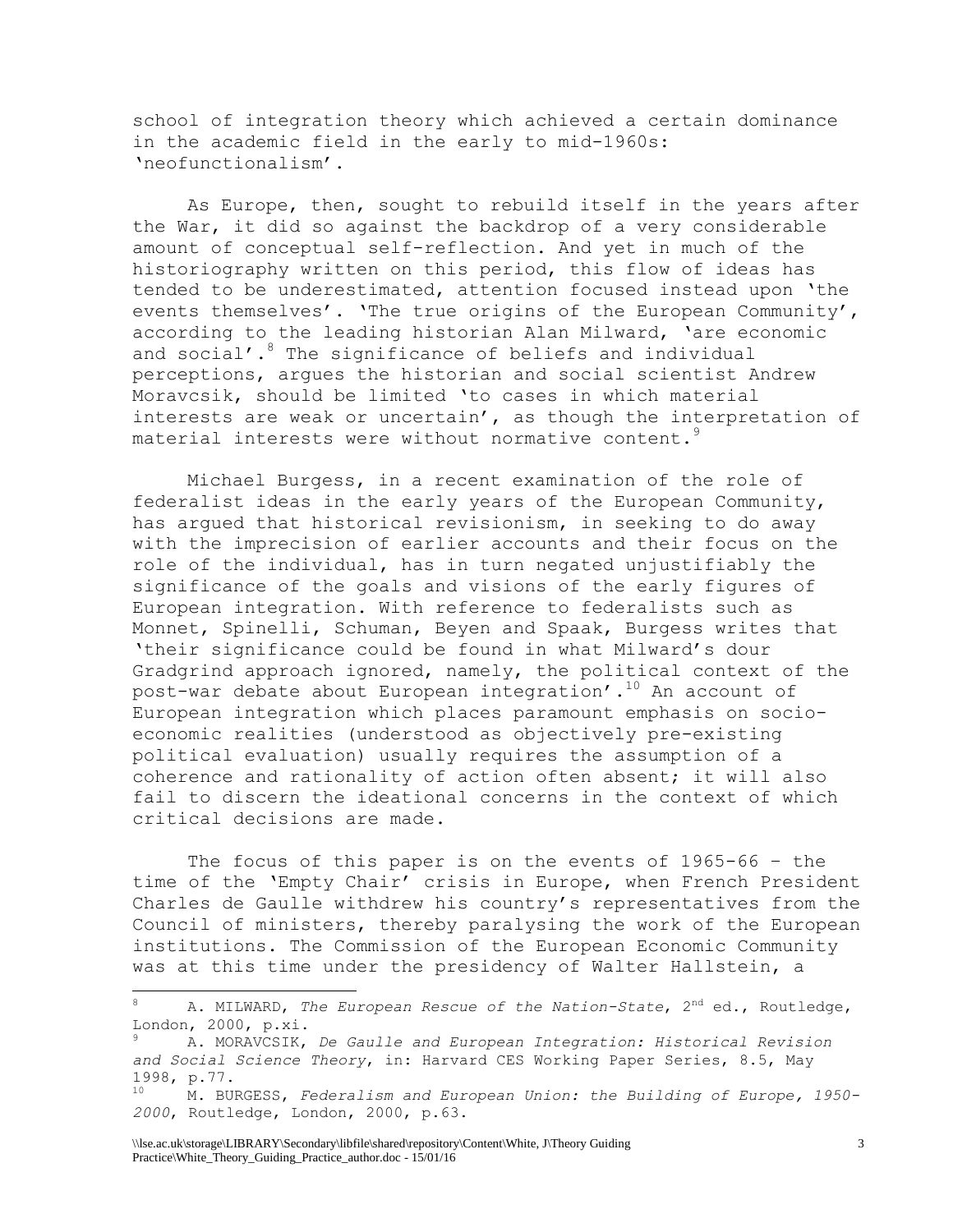school of integration theory which achieved a certain dominance in the academic field in the early to mid-1960s: 'neofunctionalism'.

As Europe, then, sought to rebuild itself in the years after the War, it did so against the backdrop of a very considerable amount of conceptual self-reflection. And yet in much of the historiography written on this period, this flow of ideas has tended to be underestimated, attention focused instead upon 'the events themselves'. 'The true origins of the European Community', according to the leading historian Alan Milward, 'are economic and social'.[8] The significance of beliefs and individual perceptions, argues the historian and social scientist Andrew Moravcsik, should be limited 'to cases in which material interests are weak or uncertain', as though the interpretation of material interests were without normative content.[9]

Michael Burgess, in a recent examination of the role of federalist ideas in the early years of the European Community, has argued that historical revisionism, in seeking to do away with the imprecision of earlier accounts and their focus on the role of the individual, has in turn negated unjustifiably the significance of the goals and visions of the early figures of European integration. With reference to federalists such as Monnet, Spinelli, Schuman, Beyen and Spaak, Burgess writes that 'their significance could be found in what Milward's dour Gradgrind approach ignored, namely, the political context of the post-war debate about European integration'.[10] An account of European integration which places paramount emphasis on socio-economic realities (understood as objectively pre-existing political evaluation) usually requires the assumption of a coherence and rationality of action often absent; it will also fail to discern the ideational concerns in the context of which critical decisions are made.

The focus of this paper is on the events of 1965-66 – the time of the 'Empty Chair' crisis in Europe, when French President Charles de Gaulle withdrew his country's representatives from the Council of ministers, thereby paralysing the work of the European institutions. The Commission of the European Economic Community was at this time under the presidency of Walter Hallstein, a

---

[8] A. MILWARD, *The European Rescue of the Nation-State*, 2nd ed., Routledge, London, 2000, p.xi.

[9] A. MORAVCSIK, *De Gaulle and European Integration: Historical Revision and Social Science Theory*, in: Harvard CES Working Paper Series, 8.5, May 1998, p.77.

[10] M. BURGESS, *Federalism and European Union: the Building of Europe, 1950-2000*, Routledge, London, 2000, p.63.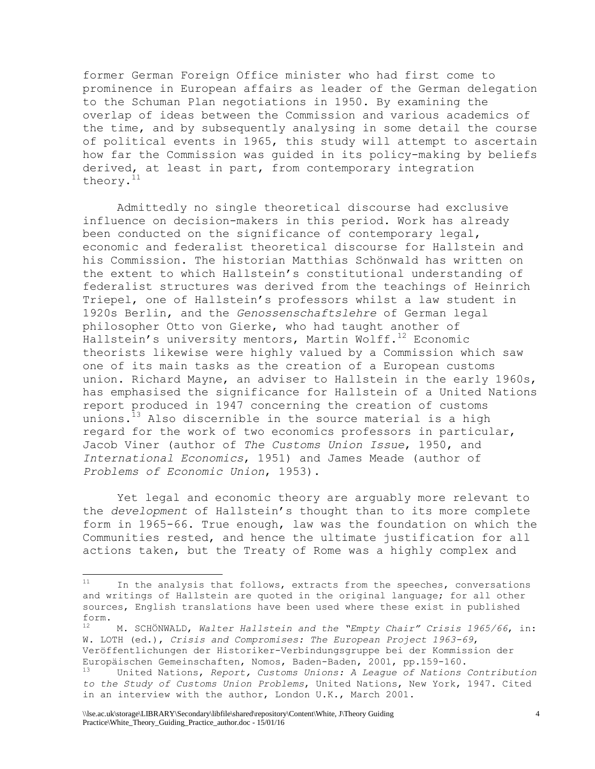former German Foreign Office minister who had first come to prominence in European affairs as leader of the German delegation to the Schuman Plan negotiations in 1950. By examining the overlap of ideas between the Commission and various academics of the time, and by subsequently analysing in some detail the course of political events in 1965, this study will attempt to ascertain how far the Commission was guided in its policy-making by beliefs derived, at least in part, from contemporary integration theory.[11]

Admittedly no single theoretical discourse had exclusive influence on decision-makers in this period. Work has already been conducted on the significance of contemporary legal, economic and federalist theoretical discourse for Hallstein and his Commission. The historian Matthias Schönwald has written on the extent to which Hallstein's constitutional understanding of federalist structures was derived from the teachings of Heinrich Triepel, one of Hallstein's professors whilst a law student in 1920s Berlin, and the *Genossenschaftslehre* of German legal philosopher Otto von Gierke, who had taught another of Hallstein's university mentors, Martin Wolff.[12] Economic theorists likewise were highly valued by a Commission which saw one of its main tasks as the creation of a European customs union. Richard Mayne, an adviser to Hallstein in the early 1960s, has emphasised the significance for Hallstein of a United Nations report produced in 1947 concerning the creation of customs unions.[13] Also discernible in the source material is a high regard for the work of two economics professors in particular, Jacob Viner (author of *The Customs Union Issue*, 1950, and *International Economics*, 1951) and James Meade (author of *Problems of Economic Union*, 1953).

Yet legal and economic theory are arguably more relevant to the *development* of Hallstein's thought than to its more complete form in 1965-66. True enough, law was the foundation on which the Communities rested, and hence the ultimate justification for all actions taken, but the Treaty of Rome was a highly complex and

---

[11] In the analysis that follows, extracts from the speeches, conversations and writings of Hallstein are quoted in the original language; for all other sources, English translations have been used where these exist in published form.

[12] M. SCHÖNWALD, *Walter Hallstein and the "Empty Chair" Crisis 1965/66*, in: W. LOTH (ed.), *Crisis and Compromises: The European Project 1963-69*, Veröffentlichungen der Historiker-Verbindungsgruppe bei der Kommission der Europäischen Gemeinschaften, Nomos, Baden-Baden, 2001, pp.159-160.

[13] United Nations, *Report, Customs Unions: A League of Nations Contribution to the Study of Customs Union Problems*, United Nations, New York, 1947. Cited in an interview with the author, London U.K., March 2001.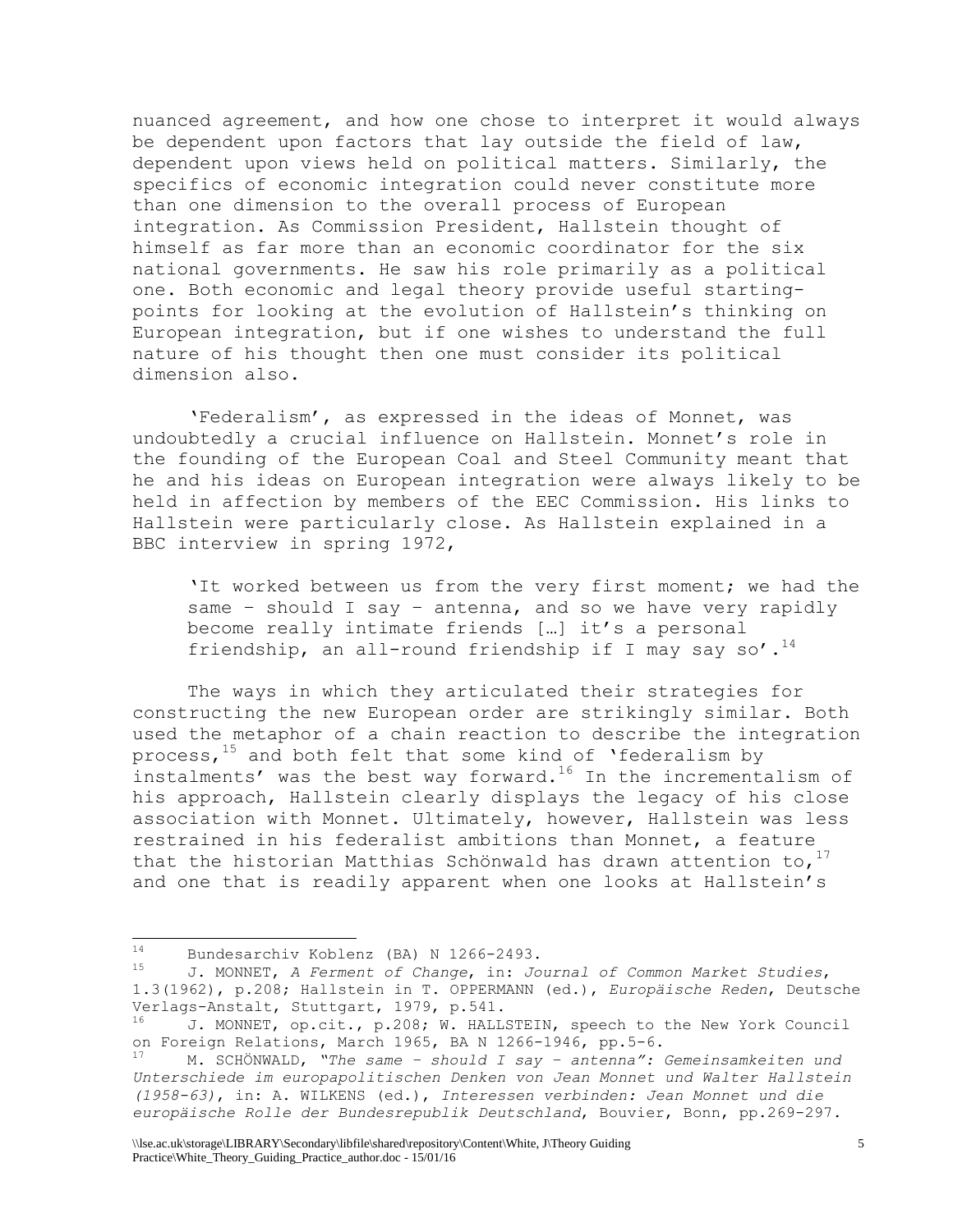nuanced agreement, and how one chose to interpret it would always be dependent upon factors that lay outside the field of law, dependent upon views held on political matters. Similarly, the specifics of economic integration could never constitute more than one dimension to the overall process of European integration. As Commission President, Hallstein thought of himself as far more than an economic coordinator for the six national governments. He saw his role primarily as a political one. Both economic and legal theory provide useful starting-points for looking at the evolution of Hallstein's thinking on European integration, but if one wishes to understand the full nature of his thought then one must consider its political dimension also.

'Federalism', as expressed in the ideas of Monnet, was undoubtedly a crucial influence on Hallstein. Monnet's role in the founding of the European Coal and Steel Community meant that he and his ideas on European integration were always likely to be held in affection by members of the EEC Commission. His links to Hallstein were particularly close. As Hallstein explained in a BBC interview in spring 1972,

> 'It worked between us from the very first moment; we had the same – should I say – antenna, and so we have very rapidly become really intimate friends […] it's a personal friendship, an all-round friendship if I may say so'.[14]

The ways in which they articulated their strategies for constructing the new European order are strikingly similar. Both used the metaphor of a chain reaction to describe the integration process,[15] and both felt that some kind of 'federalism by instalments' was the best way forward.[16] In the incrementalism of his approach, Hallstein clearly displays the legacy of his close association with Monnet. Ultimately, however, Hallstein was less restrained in his federalist ambitions than Monnet, a feature that the historian Matthias Schönwald has drawn attention to,[17] and one that is readily apparent when one looks at Hallstein's

---

[14] Bundesarchiv Koblenz (BA) N 1266-2493.

[15] J. MONNET, *A Ferment of Change*, in: *Journal of Common Market Studies*, 1.3(1962), p.208; Hallstein in T. OPPERMANN (ed.), *Europäische Reden*, Deutsche Verlags-Anstalt, Stuttgart, 1979, p.541.

[16] J. MONNET, op.cit., p.208; W. HALLSTEIN, speech to the New York Council on Foreign Relations, March 1965, BA N 1266-1946, pp.5-6.

[17] M. SCHÖNWALD, *"The same – should I say – antenna": Gemeinsamkeiten und Unterschiede im europapolitischen Denken von Jean Monnet und Walter Hallstein (1958-63)*, in: A. WILKENS (ed.), *Interessen verbinden: Jean Monnet und die europäische Rolle der Bundesrepublik Deutschland*, Bouvier, Bonn, pp.269-297.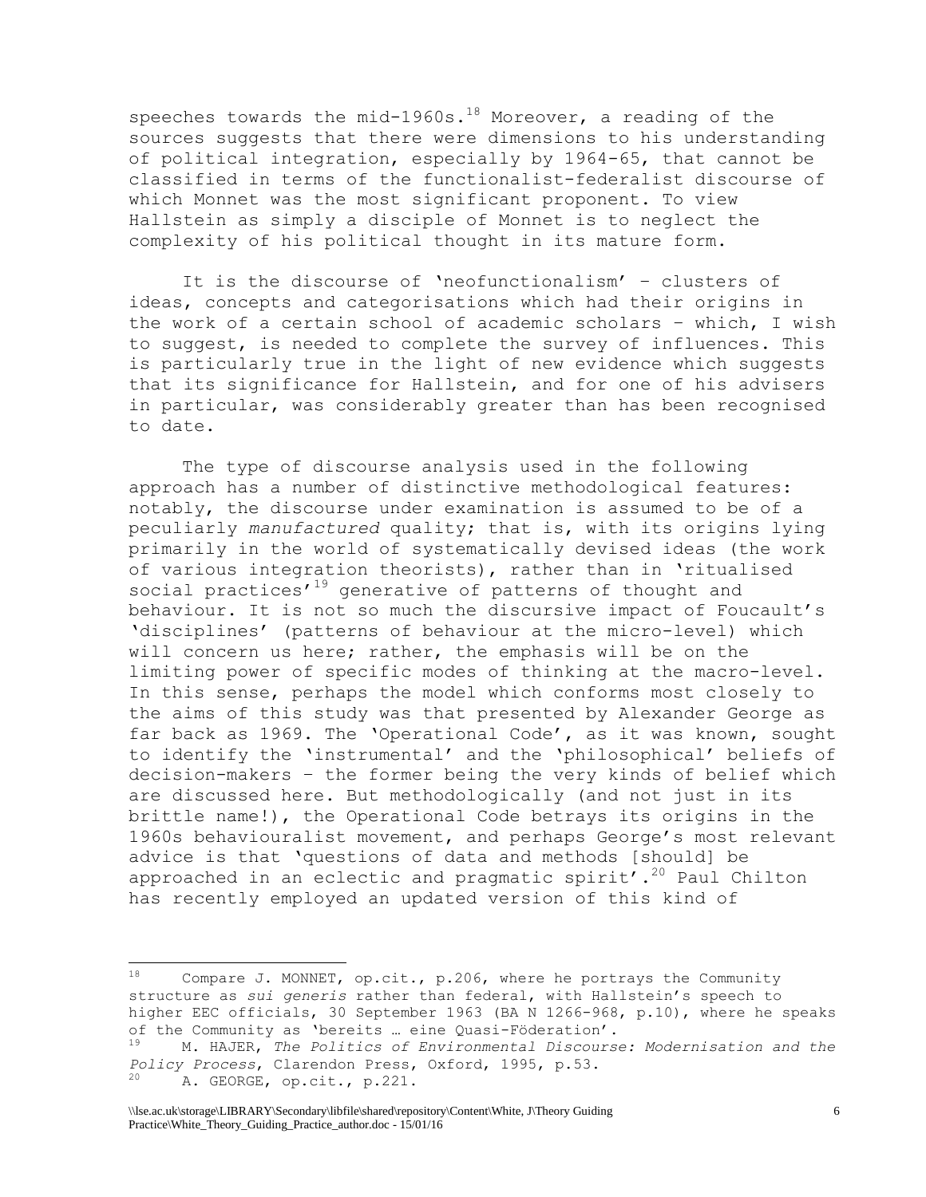speeches towards the mid-1960s.[18] Moreover, a reading of the sources suggests that there were dimensions to his understanding of political integration, especially by 1964-65, that cannot be classified in terms of the functionalist-federalist discourse of which Monnet was the most significant proponent. To view Hallstein as simply a disciple of Monnet is to neglect the complexity of his political thought in its mature form.

It is the discourse of 'neofunctionalism' – clusters of ideas, concepts and categorisations which had their origins in the work of a certain school of academic scholars – which, I wish to suggest, is needed to complete the survey of influences. This is particularly true in the light of new evidence which suggests that its significance for Hallstein, and for one of his advisers in particular, was considerably greater than has been recognised to date.

The type of discourse analysis used in the following approach has a number of distinctive methodological features: notably, the discourse under examination is assumed to be of a peculiarly *manufactured* quality; that is, with its origins lying primarily in the world of systematically devised ideas (the work of various integration theorists), rather than in 'ritualised social practices'[19] generative of patterns of thought and behaviour. It is not so much the discursive impact of Foucault's 'disciplines' (patterns of behaviour at the micro-level) which will concern us here; rather, the emphasis will be on the limiting power of specific modes of thinking at the macro-level. In this sense, perhaps the model which conforms most closely to the aims of this study was that presented by Alexander George as far back as 1969. The 'Operational Code', as it was known, sought to identify the 'instrumental' and the 'philosophical' beliefs of decision-makers – the former being the very kinds of belief which are discussed here. But methodologically (and not just in its brittle name!), the Operational Code betrays its origins in the 1960s behaviouralist movement, and perhaps George's most relevant advice is that 'questions of data and methods [should] be approached in an eclectic and pragmatic spirit'.[20] Paul Chilton has recently employed an updated version of this kind of

---

[18] Compare J. MONNET, op.cit., p.206, where he portrays the Community structure as *sui generis* rather than federal, with Hallstein's speech to higher EEC officials, 30 September 1963 (BA N 1266-968, p.10), where he speaks of the Community as 'bereits … eine Quasi-Föderation'.

[19] M. HAJER, *The Politics of Environmental Discourse: Modernisation and the Policy Process*, Clarendon Press, Oxford, 1995, p.53.

[20] A. GEORGE, op.cit., p.221.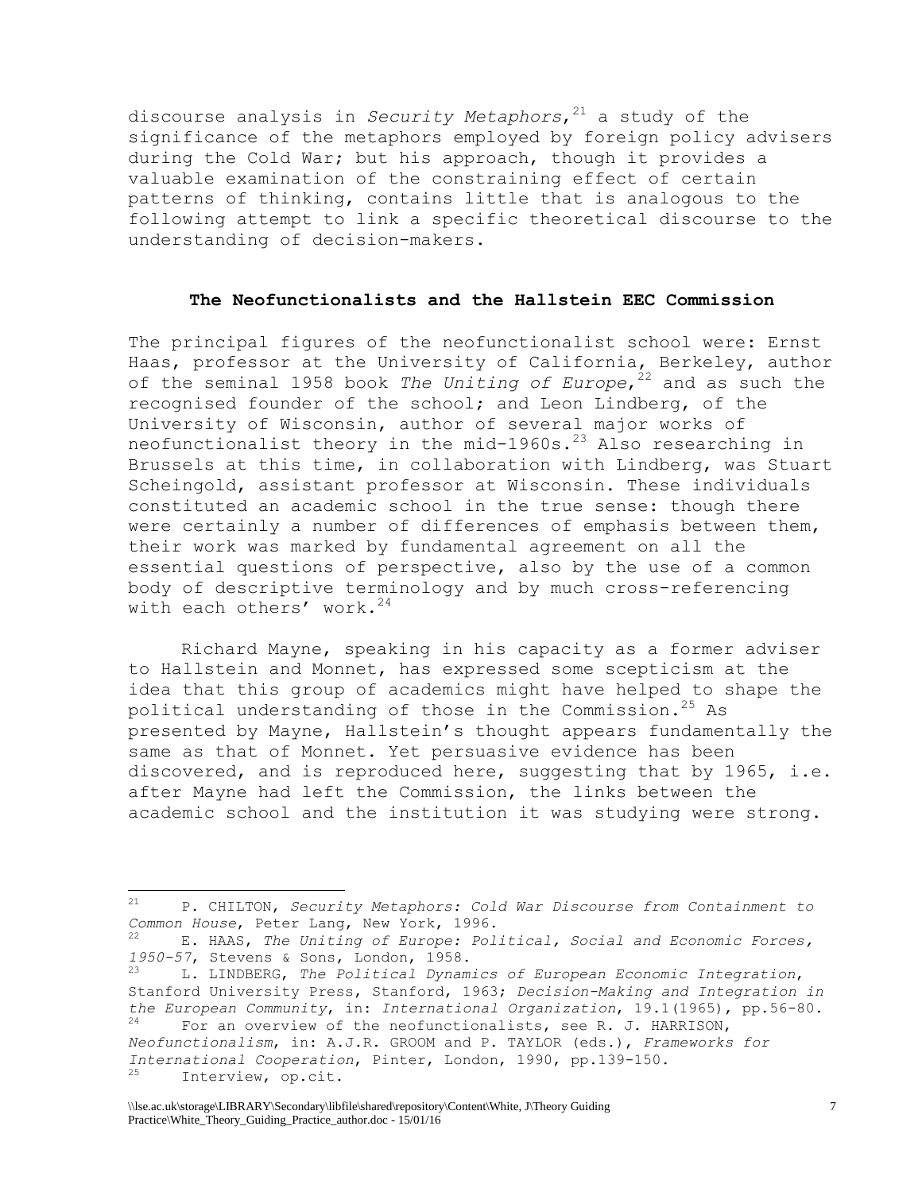discourse analysis in *Security Metaphors*,[21] a study of the significance of the metaphors employed by foreign policy advisers during the Cold War; but his approach, though it provides a valuable examination of the constraining effect of certain patterns of thinking, contains little that is analogous to the following attempt to link a specific theoretical discourse to the understanding of decision-makers.

## The Neofunctionalists and the Hallstein EEC Commission

The principal figures of the neofunctionalist school were: Ernst Haas, professor at the University of California, Berkeley, author of the seminal 1958 book *The Uniting of Europe*,[22] and as such the recognised founder of the school; and Leon Lindberg, of the University of Wisconsin, author of several major works of neofunctionalist theory in the mid-1960s.[23] Also researching in Brussels at this time, in collaboration with Lindberg, was Stuart Scheingold, assistant professor at Wisconsin. These individuals constituted an academic school in the true sense: though there were certainly a number of differences of emphasis between them, their work was marked by fundamental agreement on all the essential questions of perspective, also by the use of a common body of descriptive terminology and by much cross-referencing with each others' work.[24]

Richard Mayne, speaking in his capacity as a former adviser to Hallstein and Monnet, has expressed some scepticism at the idea that this group of academics might have helped to shape the political understanding of those in the Commission.[25] As presented by Mayne, Hallstein's thought appears fundamentally the same as that of Monnet. Yet persuasive evidence has been discovered, and is reproduced here, suggesting that by 1965, i.e. after Mayne had left the Commission, the links between the academic school and the institution it was studying were strong.

---

[21] P. CHILTON, *Security Metaphors: Cold War Discourse from Containment to Common House*, Peter Lang, New York, 1996.

[22] E. HAAS, *The Uniting of Europe: Political, Social and Economic Forces, 1950-57*, Stevens & Sons, London, 1958.

[23] L. LINDBERG, *The Political Dynamics of European Economic Integration*, Stanford University Press, Stanford, 1963; *Decision-Making and Integration in the European Community*, in: *International Organization*, 19.1(1965), pp.56-80.

[24] For an overview of the neofunctionalists, see R. J. HARRISON, *Neofunctionalism*, in: A.J.R. GROOM and P. TAYLOR (eds.), *Frameworks for International Cooperation*, Pinter, London, 1990, pp.139-150.

[25] Interview, op.cit.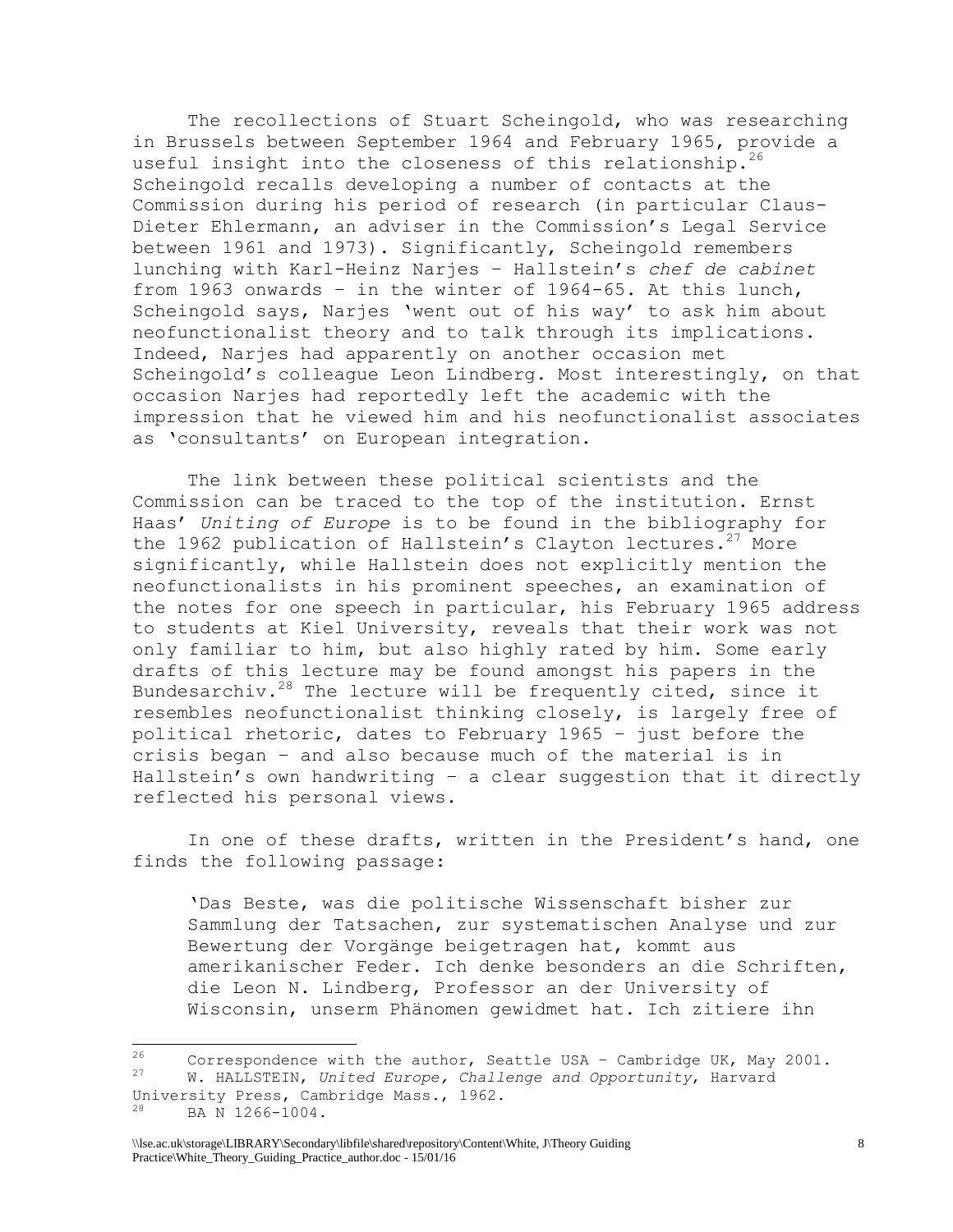The recollections of Stuart Scheingold, who was researching in Brussels between September 1964 and February 1965, provide a useful insight into the closeness of this relationship.[26] Scheingold recalls developing a number of contacts at the Commission during his period of research (in particular Claus-Dieter Ehlermann, an adviser in the Commission's Legal Service between 1961 and 1973). Significantly, Scheingold remembers lunching with Karl-Heinz Narjes – Hallstein's *chef de cabinet* from 1963 onwards – in the winter of 1964-65. At this lunch, Scheingold says, Narjes 'went out of his way' to ask him about neofunctionalist theory and to talk through its implications. Indeed, Narjes had apparently on another occasion met Scheingold's colleague Leon Lindberg. Most interestingly, on that occasion Narjes had reportedly left the academic with the impression that he viewed him and his neofunctionalist associates as 'consultants' on European integration.

The link between these political scientists and the Commission can be traced to the top of the institution. Ernst Haas' *Uniting of Europe* is to be found in the bibliography for the 1962 publication of Hallstein's Clayton lectures.[27] More significantly, while Hallstein does not explicitly mention the neofunctionalists in his prominent speeches, an examination of the notes for one speech in particular, his February 1965 address to students at Kiel University, reveals that their work was not only familiar to him, but also highly rated by him. Some early drafts of this lecture may be found amongst his papers in the Bundesarchiv.[28] The lecture will be frequently cited, since it resembles neofunctionalist thinking closely, is largely free of political rhetoric, dates to February 1965 – just before the crisis began – and also because much of the material is in Hallstein's own handwriting – a clear suggestion that it directly reflected his personal views.

In one of these drafts, written in the President's hand, one finds the following passage:

> 'Das Beste, was die politische Wissenschaft bisher zur Sammlung der Tatsachen, zur systematischen Analyse und zur Bewertung der Vorgänge beigetragen hat, kommt aus amerikanischer Feder. Ich denke besonders an die Schriften, die Leon N. Lindberg, Professor an der University of Wisconsin, unserm Phänomen gewidmet hat. Ich zitiere ihn

---

[26] Correspondence with the author, Seattle USA – Cambridge UK, May 2001.

[27] W. HALLSTEIN, *United Europe, Challenge and Opportunity*, Harvard University Press, Cambridge Mass., 1962.

[28] BA N 1266-1004.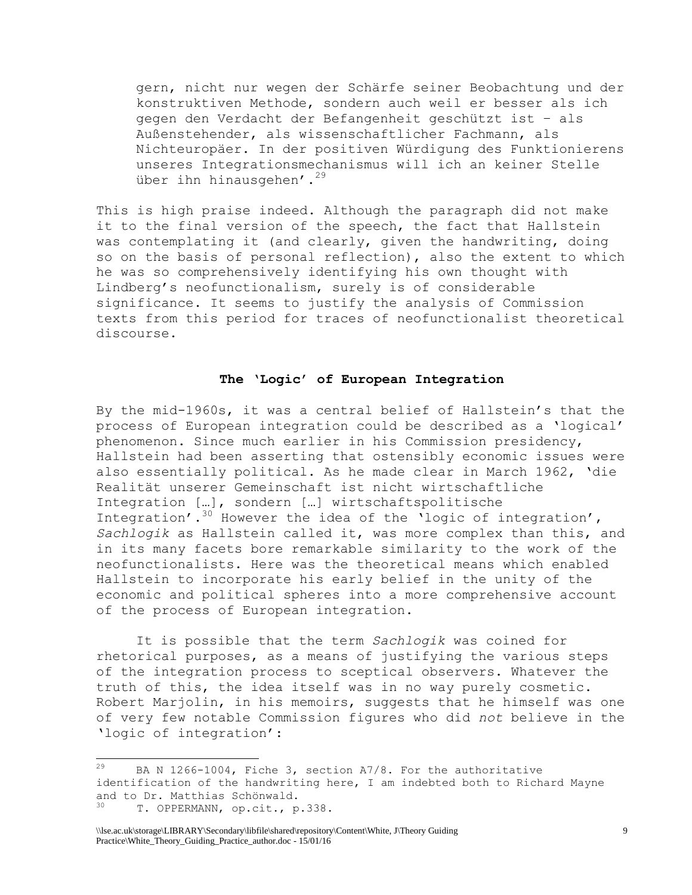> gern, nicht nur wegen der Schärfe seiner Beobachtung und der konstruktiven Methode, sondern auch weil er besser als ich gegen den Verdacht der Befangenheit geschützt ist – als Außenstehender, als wissenschaftlicher Fachmann, als Nichteuropäer. In der positiven Würdigung des Funktionierens unseres Integrationsmechanismus will ich an keiner Stelle über ihn hinausgehen'.[29]

This is high praise indeed. Although the paragraph did not make it to the final version of the speech, the fact that Hallstein was contemplating it (and clearly, given the handwriting, doing so on the basis of personal reflection), also the extent to which he was so comprehensively identifying his own thought with Lindberg's neofunctionalism, surely is of considerable significance. It seems to justify the analysis of Commission texts from this period for traces of neofunctionalist theoretical discourse.

## The 'Logic' of European Integration

By the mid-1960s, it was a central belief of Hallstein's that the process of European integration could be described as a 'logical' phenomenon. Since much earlier in his Commission presidency, Hallstein had been asserting that ostensibly economic issues were also essentially political. As he made clear in March 1962, 'die Realität unserer Gemeinschaft ist nicht wirtschaftliche Integration […], sondern […] wirtschaftspolitische Integration'.[30] However the idea of the 'logic of integration', *Sachlogik* as Hallstein called it, was more complex than this, and in its many facets bore remarkable similarity to the work of the neofunctionalists. Here was the theoretical means which enabled Hallstein to incorporate his early belief in the unity of the economic and political spheres into a more comprehensive account of the process of European integration.

It is possible that the term *Sachlogik* was coined for rhetorical purposes, as a means of justifying the various steps of the integration process to sceptical observers. Whatever the truth of this, the idea itself was in no way purely cosmetic. Robert Marjolin, in his memoirs, suggests that he himself was one of very few notable Commission figures who did *not* believe in the 'logic of integration':

---

[29] BA N 1266-1004, Fiche 3, section A7/8. For the authoritative identification of the handwriting here, I am indebted both to Richard Mayne and to Dr. Matthias Schönwald.

[30] T. OPPERMANN, op.cit., p.338.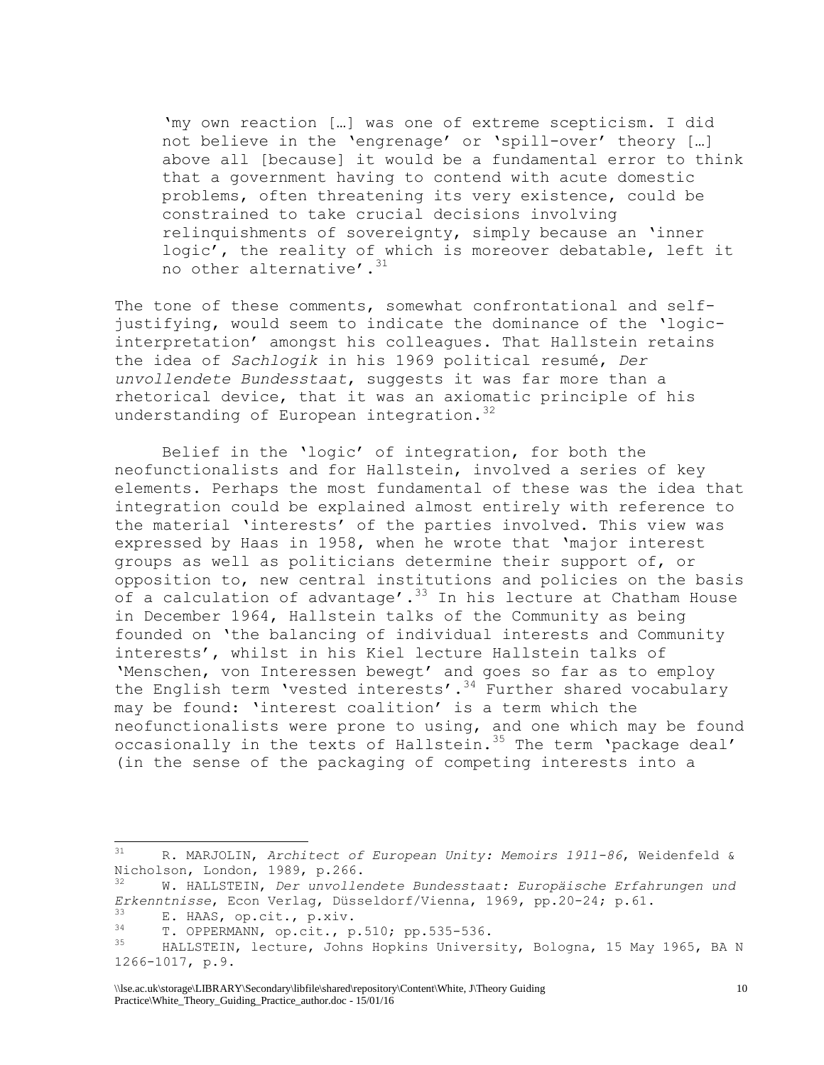> 'my own reaction […] was one of extreme scepticism. I did not believe in the 'engrenage' or 'spill-over' theory […] above all [because] it would be a fundamental error to think that a government having to contend with acute domestic problems, often threatening its very existence, could be constrained to take crucial decisions involving relinquishments of sovereignty, simply because an 'inner logic', the reality of which is moreover debatable, left it no other alternative'.[31]

The tone of these comments, somewhat confrontational and self-justifying, would seem to indicate the dominance of the 'logic-interpretation' amongst his colleagues. That Hallstein retains the idea of *Sachlogik* in his 1969 political resumé, *Der unvollendete Bundesstaat*, suggests it was far more than a rhetorical device, that it was an axiomatic principle of his understanding of European integration.[32]

Belief in the 'logic' of integration, for both the neofunctionalists and for Hallstein, involved a series of key elements. Perhaps the most fundamental of these was the idea that integration could be explained almost entirely with reference to the material 'interests' of the parties involved. This view was expressed by Haas in 1958, when he wrote that 'major interest groups as well as politicians determine their support of, or opposition to, new central institutions and policies on the basis of a calculation of advantage'.[33] In his lecture at Chatham House in December 1964, Hallstein talks of the Community as being founded on 'the balancing of individual interests and Community interests', whilst in his Kiel lecture Hallstein talks of 'Menschen, von Interessen bewegt' and goes so far as to employ the English term 'vested interests'.[34] Further shared vocabulary may be found: 'interest coalition' is a term which the neofunctionalists were prone to using, and one which may be found occasionally in the texts of Hallstein.[35] The term 'package deal' (in the sense of the packaging of competing interests into a

---

[31] R. MARJOLIN, *Architect of European Unity: Memoirs 1911-86*, Weidenfeld & Nicholson, London, 1989, p.266.

[32] W. HALLSTEIN, *Der unvollendete Bundesstaat: Europäische Erfahrungen und Erkenntnisse*, Econ Verlag, Düsseldorf/Vienna, 1969, pp.20-24; p.61.

[33] E. HAAS, op.cit., p.xiv.

[34] T. OPPERMANN, op.cit., p.510; pp.535-536.

[35] HALLSTEIN, lecture, Johns Hopkins University, Bologna, 15 May 1965, BA N 1266-1017, p.9.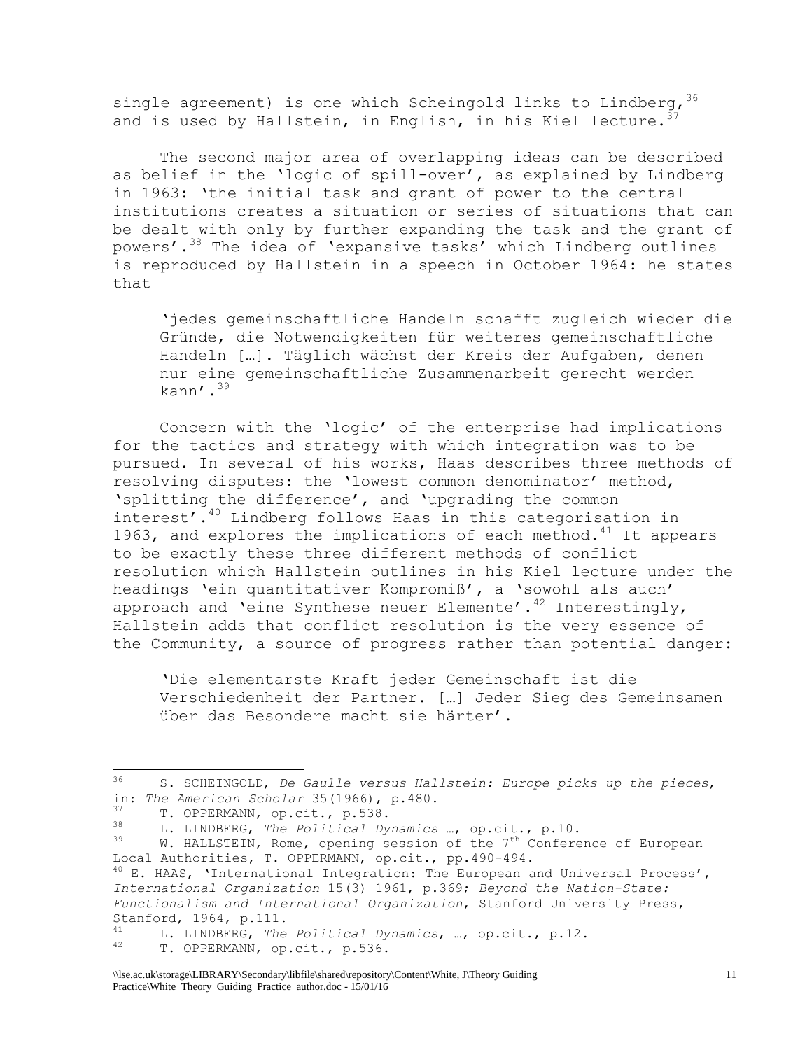single agreement) is one which Scheingold links to Lindberg,[36] and is used by Hallstein, in English, in his Kiel lecture.[37]

The second major area of overlapping ideas can be described as belief in the 'logic of spill-over', as explained by Lindberg in 1963: 'the initial task and grant of power to the central institutions creates a situation or series of situations that can be dealt with only by further expanding the task and the grant of powers'.[38] The idea of 'expansive tasks' which Lindberg outlines is reproduced by Hallstein in a speech in October 1964: he states that

> 'jedes gemeinschaftliche Handeln schafft zugleich wieder die Gründe, die Notwendigkeiten für weiteres gemeinschaftliche Handeln […]. Täglich wächst der Kreis der Aufgaben, denen nur eine gemeinschaftliche Zusammenarbeit gerecht werden kann'.[39]

Concern with the 'logic' of the enterprise had implications for the tactics and strategy with which integration was to be pursued. In several of his works, Haas describes three methods of resolving disputes: the 'lowest common denominator' method, 'splitting the difference', and 'upgrading the common interest'.[40] Lindberg follows Haas in this categorisation in 1963, and explores the implications of each method.[41] It appears to be exactly these three different methods of conflict resolution which Hallstein outlines in his Kiel lecture under the headings 'ein quantitativer Kompromiß', a 'sowohl als auch' approach and 'eine Synthese neuer Elemente'.[42] Interestingly, Hallstein adds that conflict resolution is the very essence of the Community, a source of progress rather than potential danger:

> 'Die elementarste Kraft jeder Gemeinschaft ist die Verschiedenheit der Partner. […] Jeder Sieg des Gemeinsamen über das Besondere macht sie härter'.

---

[36] S. SCHEINGOLD, *De Gaulle versus Hallstein: Europe picks up the pieces*, in: *The American Scholar* 35(1966), p.480.

[37] T. OPPERMANN, op.cit., p.538.

[38] L. LINDBERG, *The Political Dynamics* …, op.cit., p.10.

[39] W. HALLSTEIN, Rome, opening session of the 7th Conference of European Local Authorities, T. OPPERMANN, op.cit., pp.490-494.

[40] E. HAAS, 'International Integration: The European and Universal Process', *International Organization* 15(3) 1961, p.369; *Beyond the Nation-State: Functionalism and International Organization*, Stanford University Press, Stanford, 1964, p.111.

[41] L. LINDBERG, *The Political Dynamics*, …, op.cit., p.12.

[42] T. OPPERMANN, op.cit., p.536.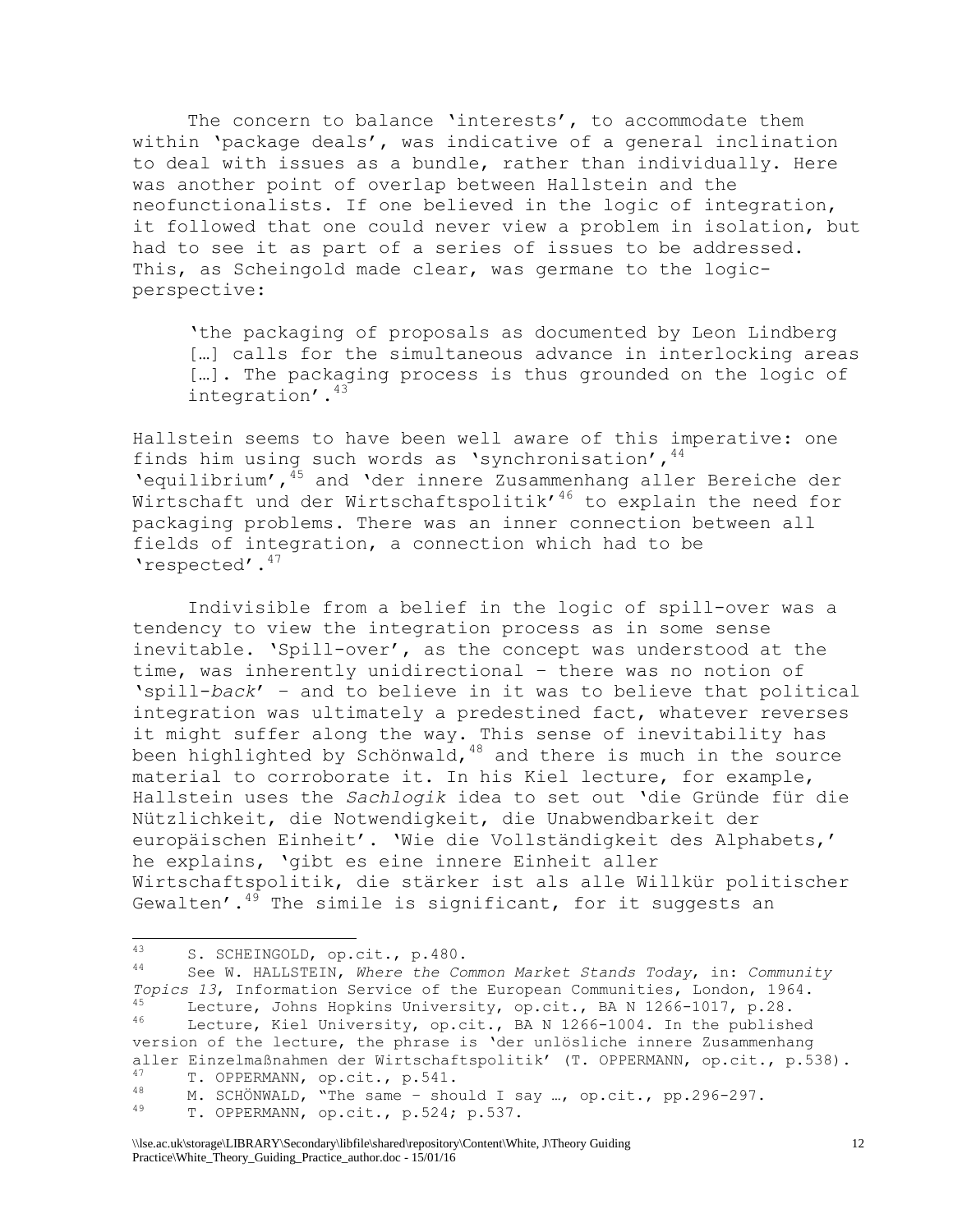The concern to balance 'interests', to accommodate them within 'package deals', was indicative of a general inclination to deal with issues as a bundle, rather than individually. Here was another point of overlap between Hallstein and the neofunctionalists. If one believed in the logic of integration, it followed that one could never view a problem in isolation, but had to see it as part of a series of issues to be addressed. This, as Scheingold made clear, was germane to the logic-perspective:

> 'the packaging of proposals as documented by Leon Lindberg […] calls for the simultaneous advance in interlocking areas […]. The packaging process is thus grounded on the logic of integration'.[43]

Hallstein seems to have been well aware of this imperative: one finds him using such words as 'synchronisation',[44] 'equilibrium',[45] and 'der innere Zusammenhang aller Bereiche der Wirtschaft und der Wirtschaftspolitik'[46] to explain the need for packaging problems. There was an inner connection between all fields of integration, a connection which had to be 'respected'.[47]

Indivisible from a belief in the logic of spill-over was a tendency to view the integration process as in some sense inevitable. 'Spill-over', as the concept was understood at the time, was inherently unidirectional – there was no notion of 'spill-*back*' – and to believe in it was to believe that political integration was ultimately a predestined fact, whatever reverses it might suffer along the way. This sense of inevitability has been highlighted by Schönwald,[48] and there is much in the source material to corroborate it. In his Kiel lecture, for example, Hallstein uses the *Sachlogik* idea to set out 'die Gründe für die Nützlichkeit, die Notwendigkeit, die Unabwendbarkeit der europäischen Einheit'. 'Wie die Vollständigkeit des Alphabets,' he explains, 'gibt es eine innere Einheit aller Wirtschaftspolitik, die stärker ist als alle Willkür politischer Gewalten'.[49] The simile is significant, for it suggests an

---

[43] S. SCHEINGOLD, op.cit., p.480.

[44] See W. HALLSTEIN, *Where the Common Market Stands Today*, in: *Community Topics 13*, Information Service of the European Communities, London, 1964.

[45] Lecture, Johns Hopkins University, op.cit., BA N 1266-1017, p.28.

[46] Lecture, Kiel University, op.cit., BA N 1266-1004. In the published version of the lecture, the phrase is 'der unlösliche innere Zusammenhang aller Einzelmaßnahmen der Wirtschaftspolitik' (T. OPPERMANN, op.cit., p.538).

[47] T. OPPERMANN, op.cit., p.541.

[48] M. SCHÖNWALD, "The same – should I say …, op.cit., pp.296-297.

[49] T. OPPERMANN, op.cit., p.524; p.537.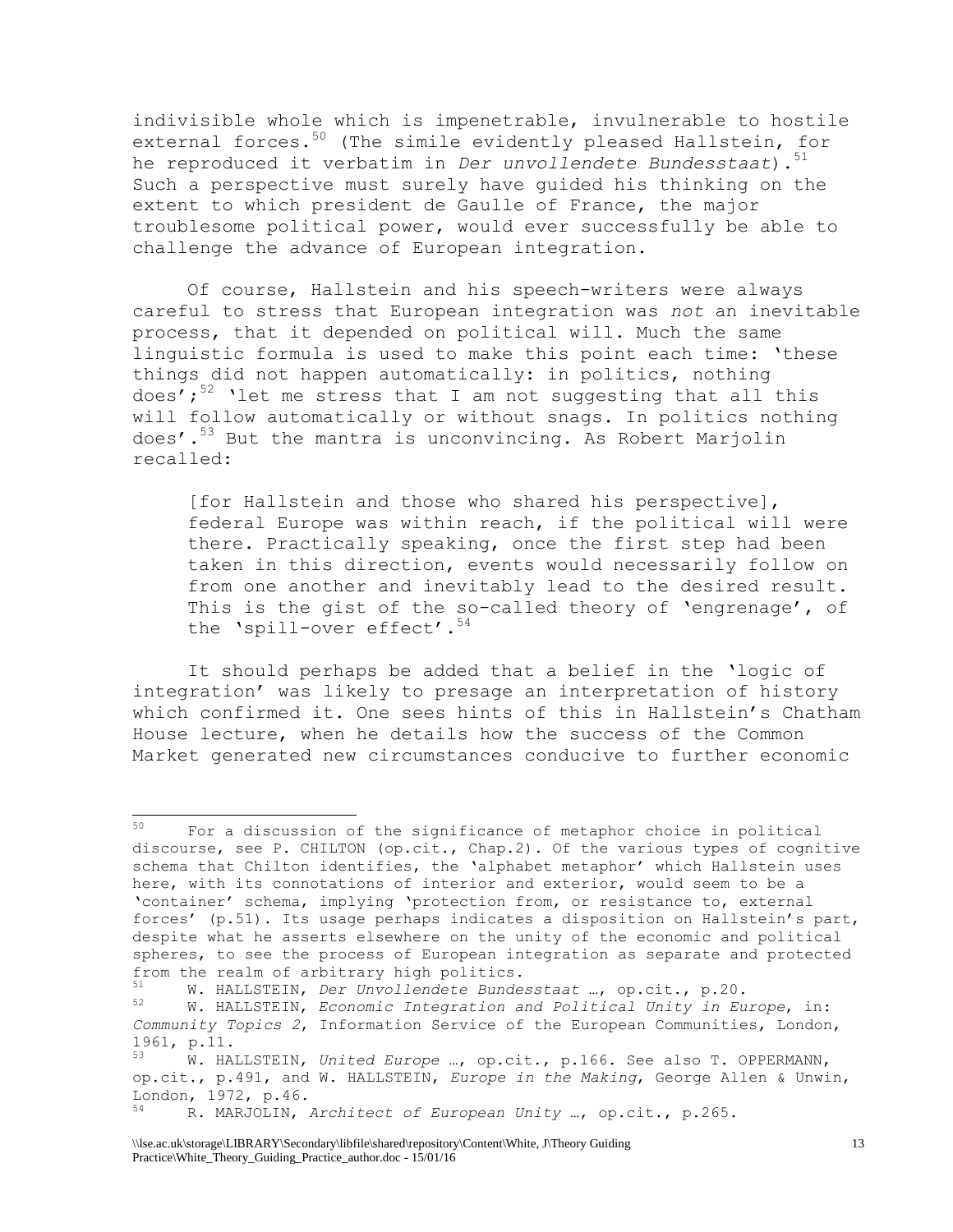indivisible whole which is impenetrable, invulnerable to hostile external forces.[50] (The simile evidently pleased Hallstein, for he reproduced it verbatim in *Der unvollendete Bundesstaat*).[51] Such a perspective must surely have guided his thinking on the extent to which president de Gaulle of France, the major troublesome political power, would ever successfully be able to challenge the advance of European integration.

Of course, Hallstein and his speech-writers were always careful to stress that European integration was *not* an inevitable process, that it depended on political will. Much the same linguistic formula is used to make this point each time: 'these things did not happen automatically: in politics, nothing does';[52] 'let me stress that I am not suggesting that all this will follow automatically or without snags. In politics nothing does'.[53] But the mantra is unconvincing. As Robert Marjolin recalled:

> [for Hallstein and those who shared his perspective], federal Europe was within reach, if the political will were there. Practically speaking, once the first step had been taken in this direction, events would necessarily follow on from one another and inevitably lead to the desired result. This is the gist of the so-called theory of 'engrenage', of the 'spill-over effect'.[54]

It should perhaps be added that a belief in the 'logic of integration' was likely to presage an interpretation of history which confirmed it. One sees hints of this in Hallstein's Chatham House lecture, when he details how the success of the Common Market generated new circumstances conducive to further economic

---

[50] For a discussion of the significance of metaphor choice in political discourse, see P. CHILTON (op.cit., Chap.2). Of the various types of cognitive schema that Chilton identifies, the 'alphabet metaphor' which Hallstein uses here, with its connotations of interior and exterior, would seem to be a 'container' schema, implying 'protection from, or resistance to, external forces' (p.51). Its usage perhaps indicates a disposition on Hallstein's part, despite what he asserts elsewhere on the unity of the economic and political spheres, to see the process of European integration as separate and protected from the realm of arbitrary high politics.

[51] W. HALLSTEIN, *Der Unvollendete Bundesstaat …*, op.cit., p.20.

[52] W. HALLSTEIN, *Economic Integration and Political Unity in Europe*, in: *Community Topics 2*, Information Service of the European Communities, London, 1961, p.11.

[53] W. HALLSTEIN, *United Europe …*, op.cit., p.166. See also T. OPPERMANN, op.cit., p.491, and W. HALLSTEIN, *Europe in the Making*, George Allen & Unwin, London, 1972, p.46.

[54] R. MARJOLIN, *Architect of European Unity …*, op.cit., p.265.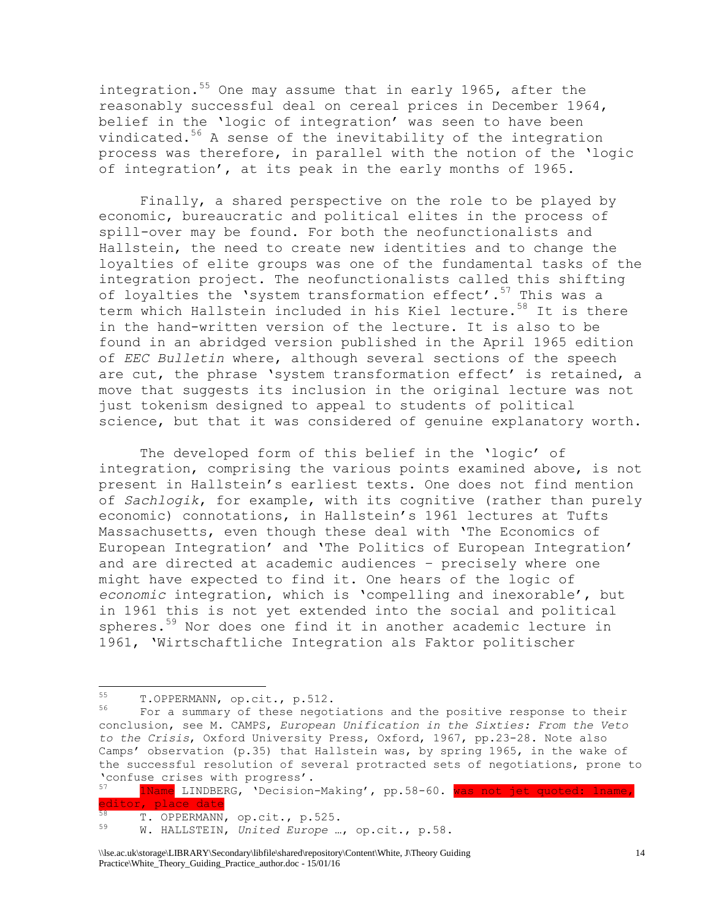integration.[55] One may assume that in early 1965, after the reasonably successful deal on cereal prices in December 1964, belief in the 'logic of integration' was seen to have been vindicated.[56] A sense of the inevitability of the integration process was therefore, in parallel with the notion of the 'logic of integration', at its peak in the early months of 1965.

Finally, a shared perspective on the role to be played by economic, bureaucratic and political elites in the process of spill-over may be found. For both the neofunctionalists and Hallstein, the need to create new identities and to change the loyalties of elite groups was one of the fundamental tasks of the integration project. The neofunctionalists called this shifting of loyalties the 'system transformation effect'.[57] This was a term which Hallstein included in his Kiel lecture.[58] It is there in the hand-written version of the lecture. It is also to be found in an abridged version published in the April 1965 edition of *EEC Bulletin* where, although several sections of the speech are cut, the phrase 'system transformation effect' is retained, a move that suggests its inclusion in the original lecture was not just tokenism designed to appeal to students of political science, but that it was considered of genuine explanatory worth.

The developed form of this belief in the 'logic' of integration, comprising the various points examined above, is not present in Hallstein's earliest texts. One does not find mention of *Sachlogik*, for example, with its cognitive (rather than purely economic) connotations, in Hallstein's 1961 lectures at Tufts Massachusetts, even though these deal with 'The Economics of European Integration' and 'The Politics of European Integration' and are directed at academic audiences – precisely where one might have expected to find it. One hears of the logic of *economic* integration, which is 'compelling and inexorable', but in 1961 this is not yet extended into the social and political spheres.[59] Nor does one find it in another academic lecture in 1961, 'Wirtschaftliche Integration als Faktor politischer

---

55 T.OPPERMANN, op.cit., p.512.

56 For a summary of these negotiations and the positive response to their conclusion, see M. CAMPS, *European Unification in the Sixties: From the Veto to the Crisis*, Oxford University Press, Oxford, 1967, pp.23-28. Note also Camps' observation (p.35) that Hallstein was, by spring 1965, in the wake of the successful resolution of several protracted sets of negotiations, prone to 'confuse crises with progress'.

57 1Name LINDBERG, 'Decision-Making', pp.58-60. was not jet quoted: 1name, editor, place date

58 T. OPPERMANN, op.cit., p.525.

59 W. HALLSTEIN, *United Europe …*, op.cit., p.58.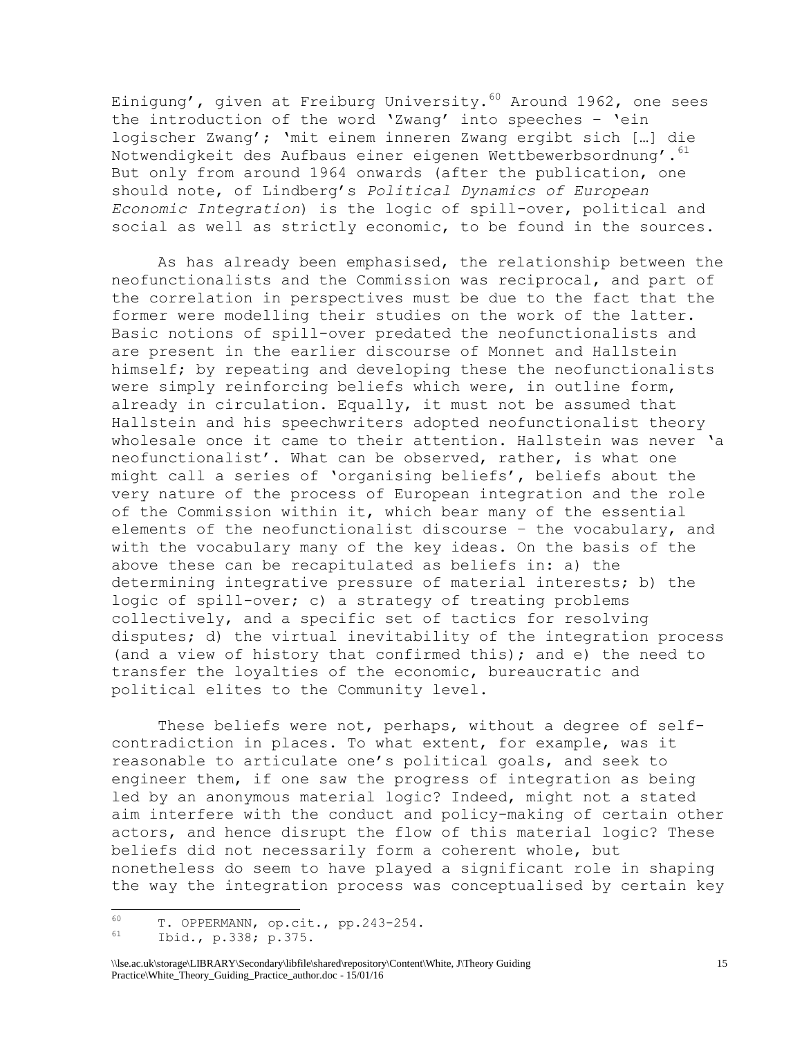Einigung', given at Freiburg University.[60] Around 1962, one sees the introduction of the word 'Zwang' into speeches – 'ein logischer Zwang'; 'mit einem inneren Zwang ergibt sich […] die Notwendigkeit des Aufbaus einer eigenen Wettbewerbsordnung'.[61] But only from around 1964 onwards (after the publication, one should note, of Lindberg's *Political Dynamics of European Economic Integration*) is the logic of spill-over, political and social as well as strictly economic, to be found in the sources.

As has already been emphasised, the relationship between the neofunctionalists and the Commission was reciprocal, and part of the correlation in perspectives must be due to the fact that the former were modelling their studies on the work of the latter. Basic notions of spill-over predated the neofunctionalists and are present in the earlier discourse of Monnet and Hallstein himself; by repeating and developing these the neofunctionalists were simply reinforcing beliefs which were, in outline form, already in circulation. Equally, it must not be assumed that Hallstein and his speechwriters adopted neofunctionalist theory wholesale once it came to their attention. Hallstein was never 'a neofunctionalist'. What can be observed, rather, is what one might call a series of 'organising beliefs', beliefs about the very nature of the process of European integration and the role of the Commission within it, which bear many of the essential elements of the neofunctionalist discourse – the vocabulary, and with the vocabulary many of the key ideas. On the basis of the above these can be recapitulated as beliefs in: a) the determining integrative pressure of material interests; b) the logic of spill-over; c) a strategy of treating problems collectively, and a specific set of tactics for resolving disputes; d) the virtual inevitability of the integration process (and a view of history that confirmed this); and e) the need to transfer the loyalties of the economic, bureaucratic and political elites to the Community level.

These beliefs were not, perhaps, without a degree of self-contradiction in places. To what extent, for example, was it reasonable to articulate one's political goals, and seek to engineer them, if one saw the progress of integration as being led by an anonymous material logic? Indeed, might not a stated aim interfere with the conduct and policy-making of certain other actors, and hence disrupt the flow of this material logic? These beliefs did not necessarily form a coherent whole, but nonetheless do seem to have played a significant role in shaping the way the integration process was conceptualised by certain key

---

[60] T. OPPERMANN, op.cit., pp.243-254.

[61] Ibid., p.338; p.375.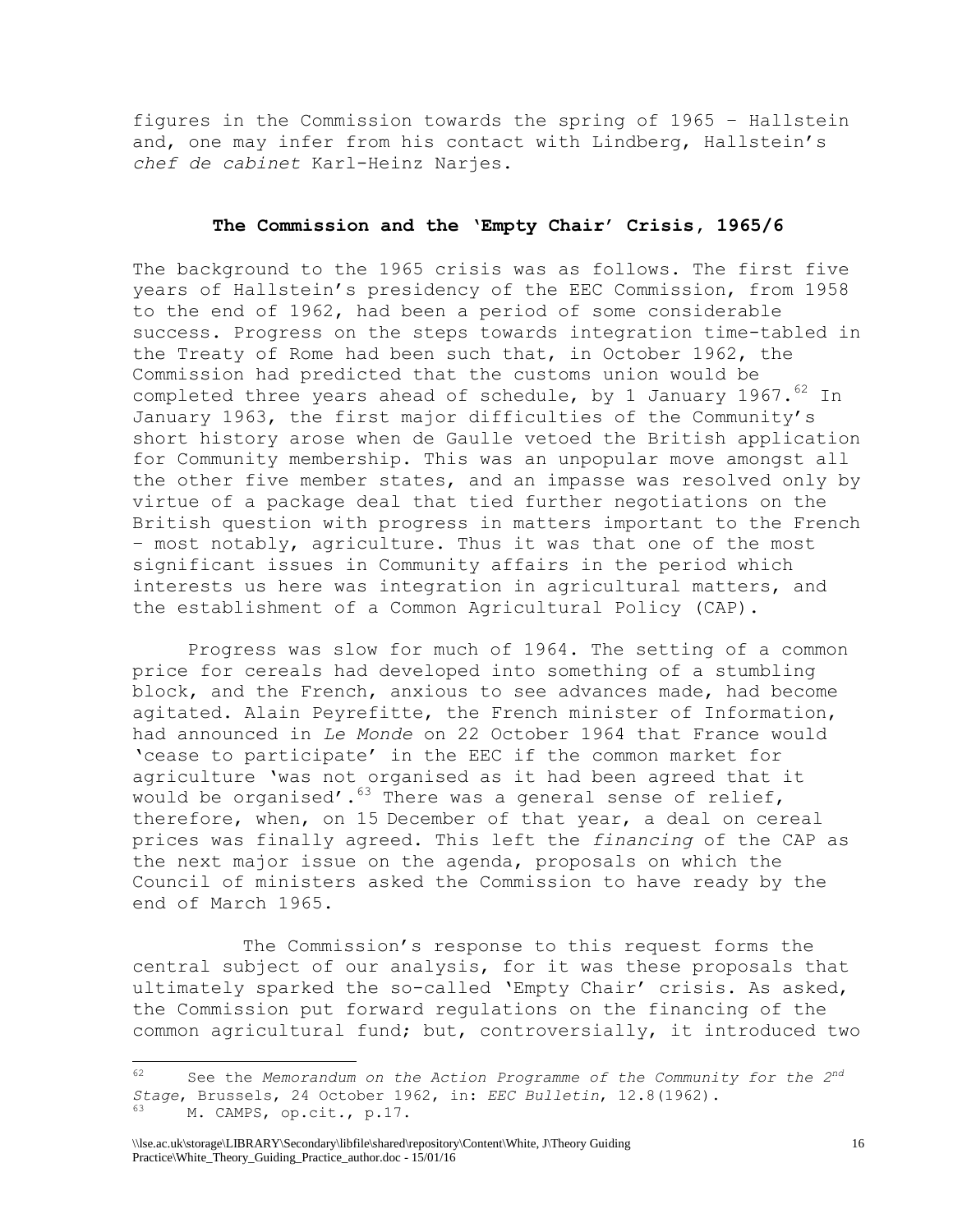figures in the Commission towards the spring of 1965 – Hallstein and, one may infer from his contact with Lindberg, Hallstein's *chef de cabinet* Karl-Heinz Narjes.

### The Commission and the 'Empty Chair' Crisis, 1965/6

The background to the 1965 crisis was as follows. The first five years of Hallstein's presidency of the EEC Commission, from 1958 to the end of 1962, had been a period of some considerable success. Progress on the steps towards integration time-tabled in the Treaty of Rome had been such that, in October 1962, the Commission had predicted that the customs union would be completed three years ahead of schedule, by 1 January 1967.[62] In January 1963, the first major difficulties of the Community's short history arose when de Gaulle vetoed the British application for Community membership. This was an unpopular move amongst all the other five member states, and an impasse was resolved only by virtue of a package deal that tied further negotiations on the British question with progress in matters important to the French – most notably, agriculture. Thus it was that one of the most significant issues in Community affairs in the period which interests us here was integration in agricultural matters, and the establishment of a Common Agricultural Policy (CAP).

Progress was slow for much of 1964. The setting of a common price for cereals had developed into something of a stumbling block, and the French, anxious to see advances made, had become agitated. Alain Peyrefitte, the French minister of Information, had announced in *Le Monde* on 22 October 1964 that France would 'cease to participate' in the EEC if the common market for agriculture 'was not organised as it had been agreed that it would be organised'.[63] There was a general sense of relief, therefore, when, on 15 December of that year, a deal on cereal prices was finally agreed. This left the *financing* of the CAP as the next major issue on the agenda, proposals on which the Council of ministers asked the Commission to have ready by the end of March 1965.

The Commission's response to this request forms the central subject of our analysis, for it was these proposals that ultimately sparked the so-called 'Empty Chair' crisis. As asked, the Commission put forward regulations on the financing of the common agricultural fund; but, controversially, it introduced two

---

[62] See the *Memorandum on the Action Programme of the Community for the 2nd Stage*, Brussels, 24 October 1962, in: *EEC Bulletin*, 12.8(1962).

[63] M. CAMPS, op.cit., p.17.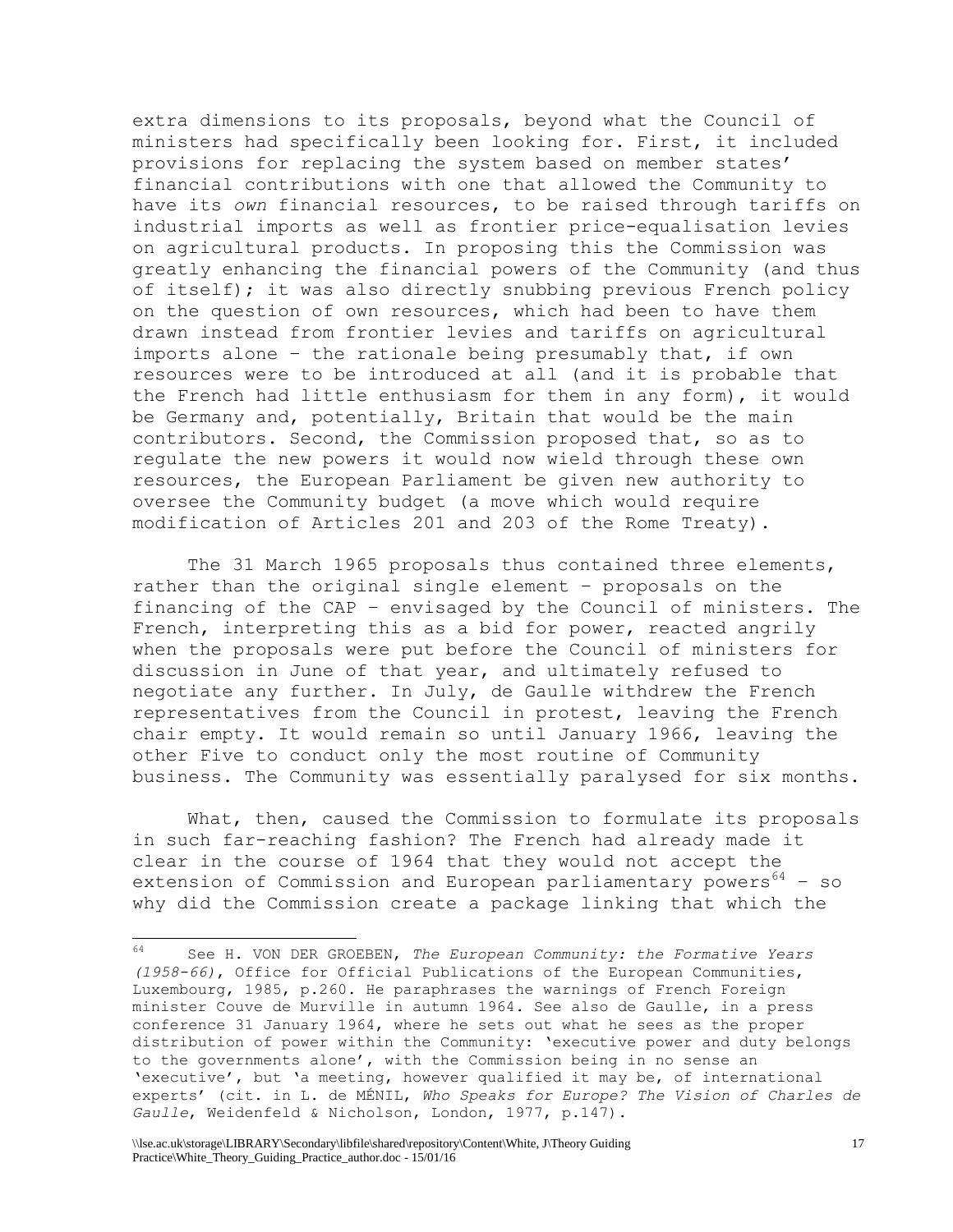extra dimensions to its proposals, beyond what the Council of ministers had specifically been looking for. First, it included provisions for replacing the system based on member states' financial contributions with one that allowed the Community to have its *own* financial resources, to be raised through tariffs on industrial imports as well as frontier price-equalisation levies on agricultural products. In proposing this the Commission was greatly enhancing the financial powers of the Community (and thus of itself); it was also directly snubbing previous French policy on the question of own resources, which had been to have them drawn instead from frontier levies and tariffs on agricultural imports alone – the rationale being presumably that, if own resources were to be introduced at all (and it is probable that the French had little enthusiasm for them in any form), it would be Germany and, potentially, Britain that would be the main contributors. Second, the Commission proposed that, so as to regulate the new powers it would now wield through these own resources, the European Parliament be given new authority to oversee the Community budget (a move which would require modification of Articles 201 and 203 of the Rome Treaty).

The 31 March 1965 proposals thus contained three elements, rather than the original single element – proposals on the financing of the CAP – envisaged by the Council of ministers. The French, interpreting this as a bid for power, reacted angrily when the proposals were put before the Council of ministers for discussion in June of that year, and ultimately refused to negotiate any further. In July, de Gaulle withdrew the French representatives from the Council in protest, leaving the French chair empty. It would remain so until January 1966, leaving the other Five to conduct only the most routine of Community business. The Community was essentially paralysed for six months.

What, then, caused the Commission to formulate its proposals in such far-reaching fashion? The French had already made it clear in the course of 1964 that they would not accept the extension of Commission and European parliamentary powers[64] – so why did the Commission create a package linking that which the

---

[64] See H. VON DER GROEBEN, *The European Community: the Formative Years (1958-66)*, Office for Official Publications of the European Communities, Luxembourg, 1985, p.260. He paraphrases the warnings of French Foreign minister Couve de Murville in autumn 1964. See also de Gaulle, in a press conference 31 January 1964, where he sets out what he sees as the proper distribution of power within the Community: 'executive power and duty belongs to the governments alone', with the Commission being in no sense an 'executive', but 'a meeting, however qualified it may be, of international experts' (cit. in L. de MÉNIL, *Who Speaks for Europe? The Vision of Charles de Gaulle*, Weidenfeld & Nicholson, London, 1977, p.147).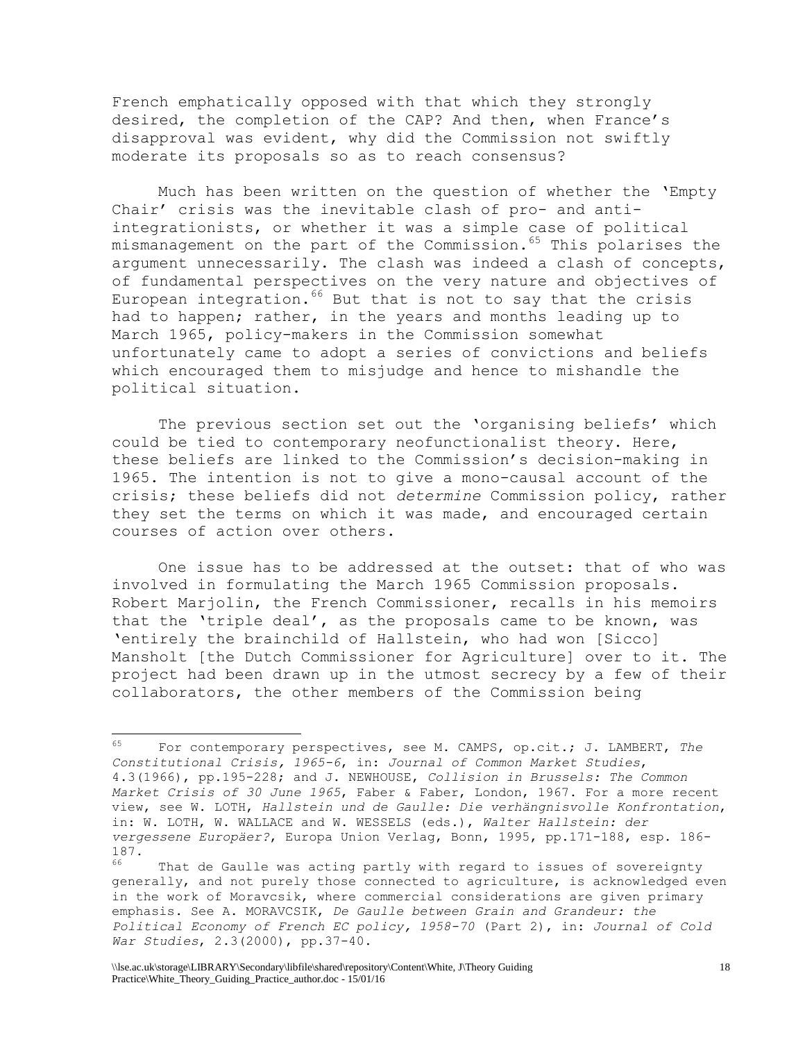French emphatically opposed with that which they strongly desired, the completion of the CAP? And then, when France's disapproval was evident, why did the Commission not swiftly moderate its proposals so as to reach consensus?

Much has been written on the question of whether the 'Empty Chair' crisis was the inevitable clash of pro- and anti-integrationists, or whether it was a simple case of political mismanagement on the part of the Commission.[65] This polarises the argument unnecessarily. The clash was indeed a clash of concepts, of fundamental perspectives on the very nature and objectives of European integration.[66] But that is not to say that the crisis had to happen; rather, in the years and months leading up to March 1965, policy-makers in the Commission somewhat unfortunately came to adopt a series of convictions and beliefs which encouraged them to misjudge and hence to mishandle the political situation.

The previous section set out the 'organising beliefs' which could be tied to contemporary neofunctionalist theory. Here, these beliefs are linked to the Commission's decision-making in 1965. The intention is not to give a mono-causal account of the crisis; these beliefs did not *determine* Commission policy, rather they set the terms on which it was made, and encouraged certain courses of action over others.

One issue has to be addressed at the outset: that of who was involved in formulating the March 1965 Commission proposals. Robert Marjolin, the French Commissioner, recalls in his memoirs that the 'triple deal', as the proposals came to be known, was 'entirely the brainchild of Hallstein, who had won [Sicco] Mansholt [the Dutch Commissioner for Agriculture] over to it. The project had been drawn up in the utmost secrecy by a few of their collaborators, the other members of the Commission being

---

[65] For contemporary perspectives, see M. CAMPS, op.cit.; J. LAMBERT, *The Constitutional Crisis, 1965-6*, in: *Journal of Common Market Studies*, 4.3(1966), pp.195-228; and J. NEWHOUSE, *Collision in Brussels: The Common Market Crisis of 30 June 1965*, Faber & Faber, London, 1967. For a more recent view, see W. LOTH, *Hallstein und de Gaulle: Die verhängnisvolle Konfrontation*, in: W. LOTH, W. WALLACE and W. WESSELS (eds.), *Walter Hallstein: der vergessene Europäer?*, Europa Union Verlag, Bonn, 1995, pp.171-188, esp. 186-187.

[66] That de Gaulle was acting partly with regard to issues of sovereignty generally, and not purely those connected to agriculture, is acknowledged even in the work of Moravcsik, where commercial considerations are given primary emphasis. See A. MORAVCSIK, *De Gaulle between Grain and Grandeur: the Political Economy of French EC policy, 1958-70* (Part 2), in: *Journal of Cold War Studies*, 2.3(2000), pp.37-40.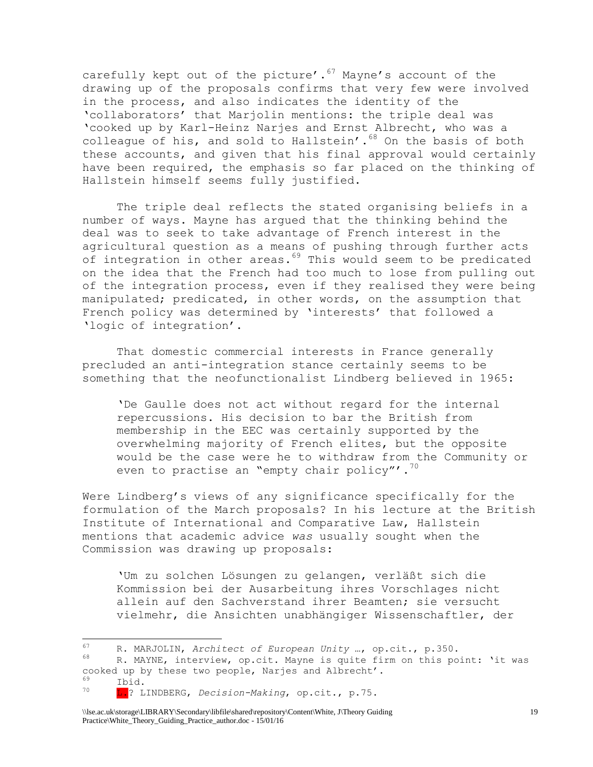carefully kept out of the picture'.[67] Mayne's account of the drawing up of the proposals confirms that very few were involved in the process, and also indicates the identity of the 'collaborators' that Marjolin mentions: the triple deal was 'cooked up by Karl-Heinz Narjes and Ernst Albrecht, who was a colleague of his, and sold to Hallstein'.[68] On the basis of both these accounts, and given that his final approval would certainly have been required, the emphasis so far placed on the thinking of Hallstein himself seems fully justified.

The triple deal reflects the stated organising beliefs in a number of ways. Mayne has argued that the thinking behind the deal was to seek to take advantage of French interest in the agricultural question as a means of pushing through further acts of integration in other areas.[69] This would seem to be predicated on the idea that the French had too much to lose from pulling out of the integration process, even if they realised they were being manipulated; predicated, in other words, on the assumption that French policy was determined by 'interests' that followed a 'logic of integration'.

That domestic commercial interests in France generally precluded an anti-integration stance certainly seems to be something that the neofunctionalist Lindberg believed in 1965:

> 'De Gaulle does not act without regard for the internal repercussions. His decision to bar the British from membership in the EEC was certainly supported by the overwhelming majority of French elites, but the opposite would be the case were he to withdraw from the Community or even to practise an "empty chair policy"'.[70]

Were Lindberg's views of any significance specifically for the formulation of the March proposals? In his lecture at the British Institute of International and Comparative Law, Hallstein mentions that academic advice *was* usually sought when the Commission was drawing up proposals:

> 'Um zu solchen Lösungen zu gelangen, verläßt sich die Kommission bei der Ausarbeitung ihres Vorschlages nicht allein auf den Sachverstand ihrer Beamten; sie versucht vielmehr, die Ansichten unabhängiger Wissenschaftler, der

---

[67] R. MARJOLIN, *Architect of European Unity* …, op.cit., p.350.

[68] R. MAYNE, interview, op.cit. Mayne is quite firm on this point: 'it was cooked up by these two people, Narjes and Albrecht'.

[69] Ibid.

[70] L.? LINDBERG, *Decision-Making*, op.cit., p.75.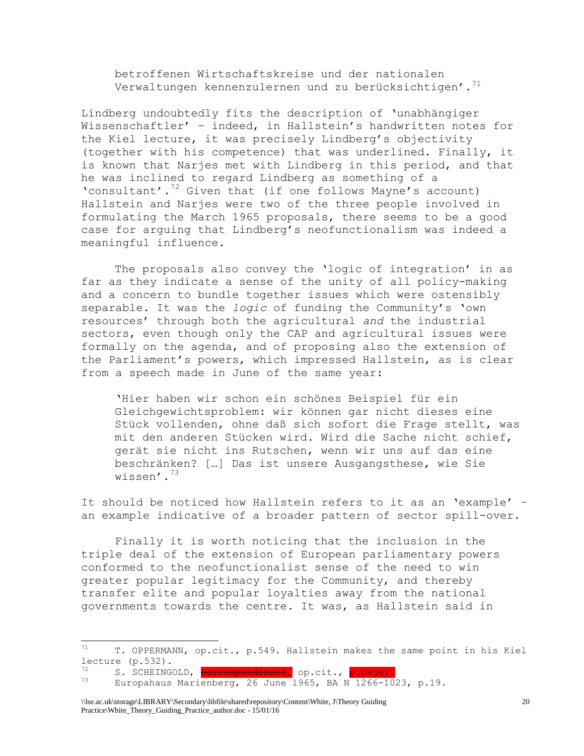betroffenen Wirtschaftskreise und der nationalen Verwaltungen kennenzulernen und zu berücksichtigen'.[71]

Lindberg undoubtedly fits the description of 'unabhängiger Wissenschaftler' – indeed, in Hallstein's handwritten notes for the Kiel lecture, it was precisely Lindberg's objectivity (together with his competence) that was underlined. Finally, it is known that Narjes met with Lindberg in this period, and that he was inclined to regard Lindberg as something of a 'consultant'.[72] Given that (if one follows Mayne's account) Hallstein and Narjes were two of the three people involved in formulating the March 1965 proposals, there seems to be a good case for arguing that Lindberg's neofunctionalism was indeed a meaningful influence.

The proposals also convey the 'logic of integration' in as far as they indicate a sense of the unity of all policy-making and a concern to bundle together issues which were ostensibly separable. It was the *logic* of funding the Community's 'own resources' through both the agricultural *and* the industrial sectors, even though only the CAP and agricultural issues were formally on the agenda, and of proposing also the extension of the Parliament's powers, which impressed Hallstein, as is clear from a speech made in June of the same year:

> 'Hier haben wir schon ein schönes Beispiel für ein Gleichgewichtsproblem: wir können gar nicht dieses eine Stück vollenden, ohne daß sich sofort die Frage stellt, was mit den anderen Stücken wird. Wird die Sache nicht schief, gerät sie nicht ins Rutschen, wenn wir uns auf das eine beschränken? […] Das ist unsere Ausgangsthese, wie Sie wissen'.[73]

It should be noticed how Hallstein refers to it as an 'example' – an example indicative of a broader pattern of sector spill-over.

Finally it is worth noticing that the inclusion in the triple deal of the extension of European parliamentary powers conformed to the neofunctionalist sense of the need to win greater popular legitimacy for the Community, and thereby transfer elite and popular loyalties away from the national governments towards the centre. It was, as Hallstein said in

---

71 T. OPPERMANN, op.cit., p.549. Hallstein makes the same point in his Kiel lecture (p.532).

72 S. SCHEINGOLD, ~~correspondence?,~~ op.cit., p.page?.

73 Europahaus Marienberg, 26 June 1965, BA N 1266-1023, p.19.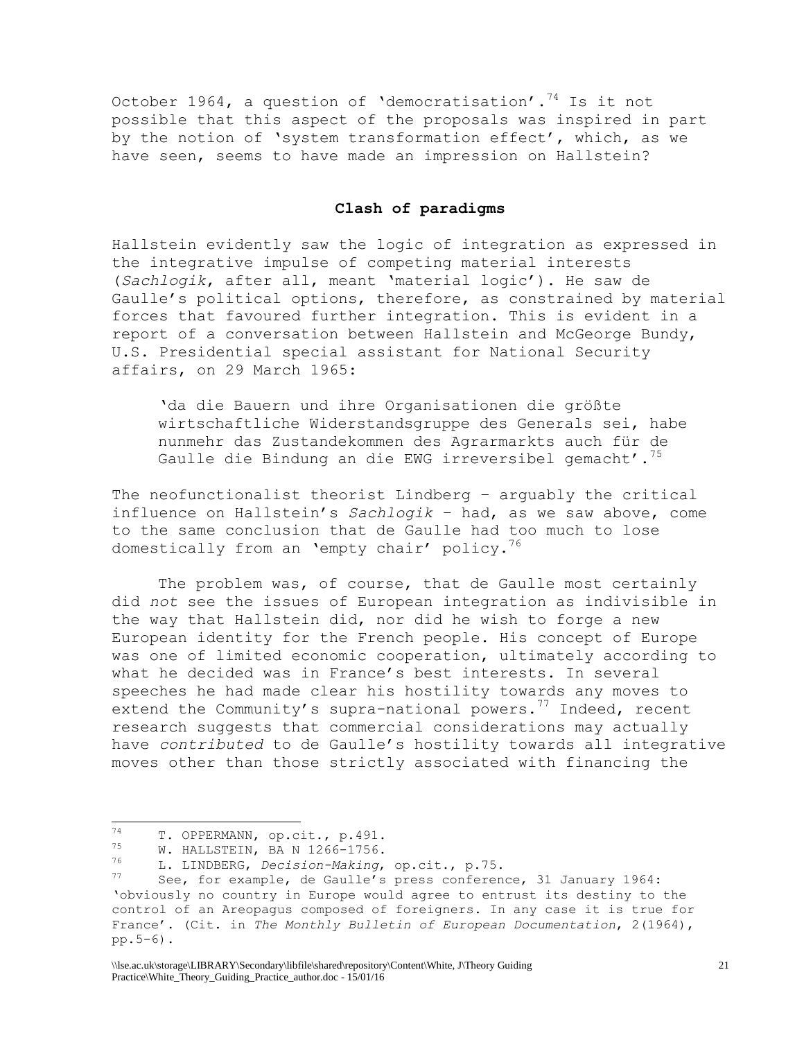October 1964, a question of 'democratisation'.[74] Is it not possible that this aspect of the proposals was inspired in part by the notion of 'system transformation effect', which, as we have seen, seems to have made an impression on Hallstein?

## Clash of paradigms

Hallstein evidently saw the logic of integration as expressed in the integrative impulse of competing material interests (*Sachlogik*, after all, meant 'material logic'). He saw de Gaulle's political options, therefore, as constrained by material forces that favoured further integration. This is evident in a report of a conversation between Hallstein and McGeorge Bundy, U.S. Presidential special assistant for National Security affairs, on 29 March 1965:

> 'da die Bauern und ihre Organisationen die größte wirtschaftliche Widerstandsgruppe des Generals sei, habe nunmehr das Zustandekommen des Agrarmarkts auch für de Gaulle die Bindung an die EWG irreversibel gemacht'.[75]

The neofunctionalist theorist Lindberg – arguably the critical influence on Hallstein's *Sachlogik* – had, as we saw above, come to the same conclusion that de Gaulle had too much to lose domestically from an 'empty chair' policy.[76]

The problem was, of course, that de Gaulle most certainly did *not* see the issues of European integration as indivisible in the way that Hallstein did, nor did he wish to forge a new European identity for the French people. His concept of Europe was one of limited economic cooperation, ultimately according to what he decided was in France's best interests. In several speeches he had made clear his hostility towards any moves to extend the Community's supra-national powers.[77] Indeed, recent research suggests that commercial considerations may actually have *contributed* to de Gaulle's hostility towards all integrative moves other than those strictly associated with financing the

---

[74] T. OPPERMANN, op.cit., p.491.

[75] W. HALLSTEIN, BA N 1266-1756.

[76] L. LINDBERG, *Decision-Making*, op.cit., p.75.

[77] See, for example, de Gaulle's press conference, 31 January 1964: 'obviously no country in Europe would agree to entrust its destiny to the control of an Areopagus composed of foreigners. In any case it is true for France'. (Cit. in *The Monthly Bulletin of European Documentation*, 2(1964), pp.5-6).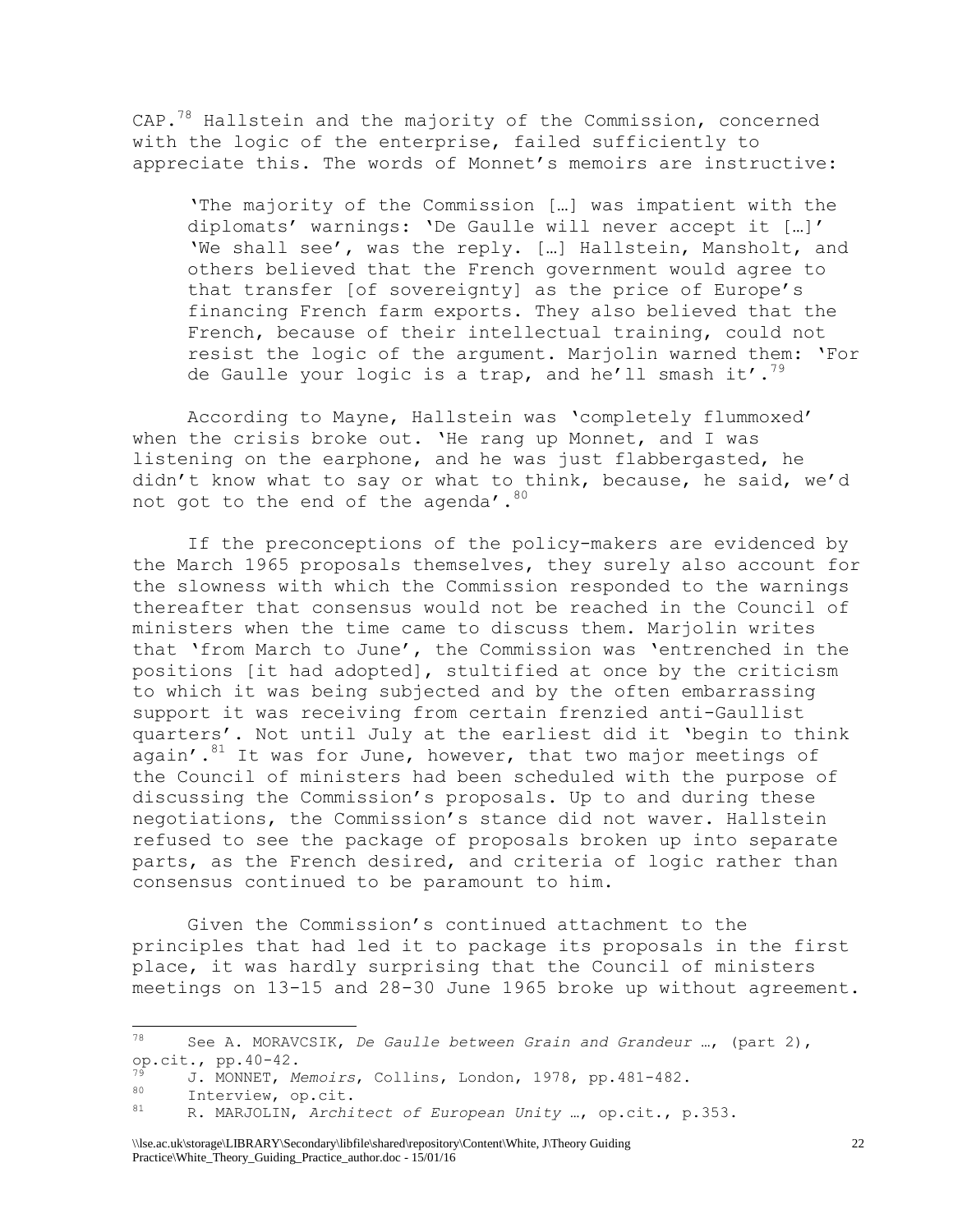CAP.[78] Hallstein and the majority of the Commission, concerned with the logic of the enterprise, failed sufficiently to appreciate this. The words of Monnet's memoirs are instructive:

> 'The majority of the Commission […] was impatient with the diplomats' warnings: 'De Gaulle will never accept it […]' 'We shall see', was the reply. […] Hallstein, Mansholt, and others believed that the French government would agree to that transfer [of sovereignty] as the price of Europe's financing French farm exports. They also believed that the French, because of their intellectual training, could not resist the logic of the argument. Marjolin warned them: 'For de Gaulle your logic is a trap, and he'll smash it'.[79]

According to Mayne, Hallstein was 'completely flummoxed' when the crisis broke out. 'He rang up Monnet, and I was listening on the earphone, and he was just flabbergasted, he didn't know what to say or what to think, because, he said, we'd not got to the end of the agenda'.[80]

If the preconceptions of the policy-makers are evidenced by the March 1965 proposals themselves, they surely also account for the slowness with which the Commission responded to the warnings thereafter that consensus would not be reached in the Council of ministers when the time came to discuss them. Marjolin writes that 'from March to June', the Commission was 'entrenched in the positions [it had adopted], stultified at once by the criticism to which it was being subjected and by the often embarrassing support it was receiving from certain frenzied anti-Gaullist quarters'. Not until July at the earliest did it 'begin to think again'.[81] It was for June, however, that two major meetings of the Council of ministers had been scheduled with the purpose of discussing the Commission's proposals. Up to and during these negotiations, the Commission's stance did not waver. Hallstein refused to see the package of proposals broken up into separate parts, as the French desired, and criteria of logic rather than consensus continued to be paramount to him.

Given the Commission's continued attachment to the principles that had led it to package its proposals in the first place, it was hardly surprising that the Council of ministers meetings on 13-15 and 28-30 June 1965 broke up without agreement.

---

[78] See A. MORAVCSIK, *De Gaulle between Grain and Grandeur …*, (part 2), op.cit., pp.40-42.

[79] J. MONNET, *Memoirs*, Collins, London, 1978, pp.481-482.

[80] Interview, op.cit.

[81] R. MARJOLIN, *Architect of European Unity …*, op.cit., p.353.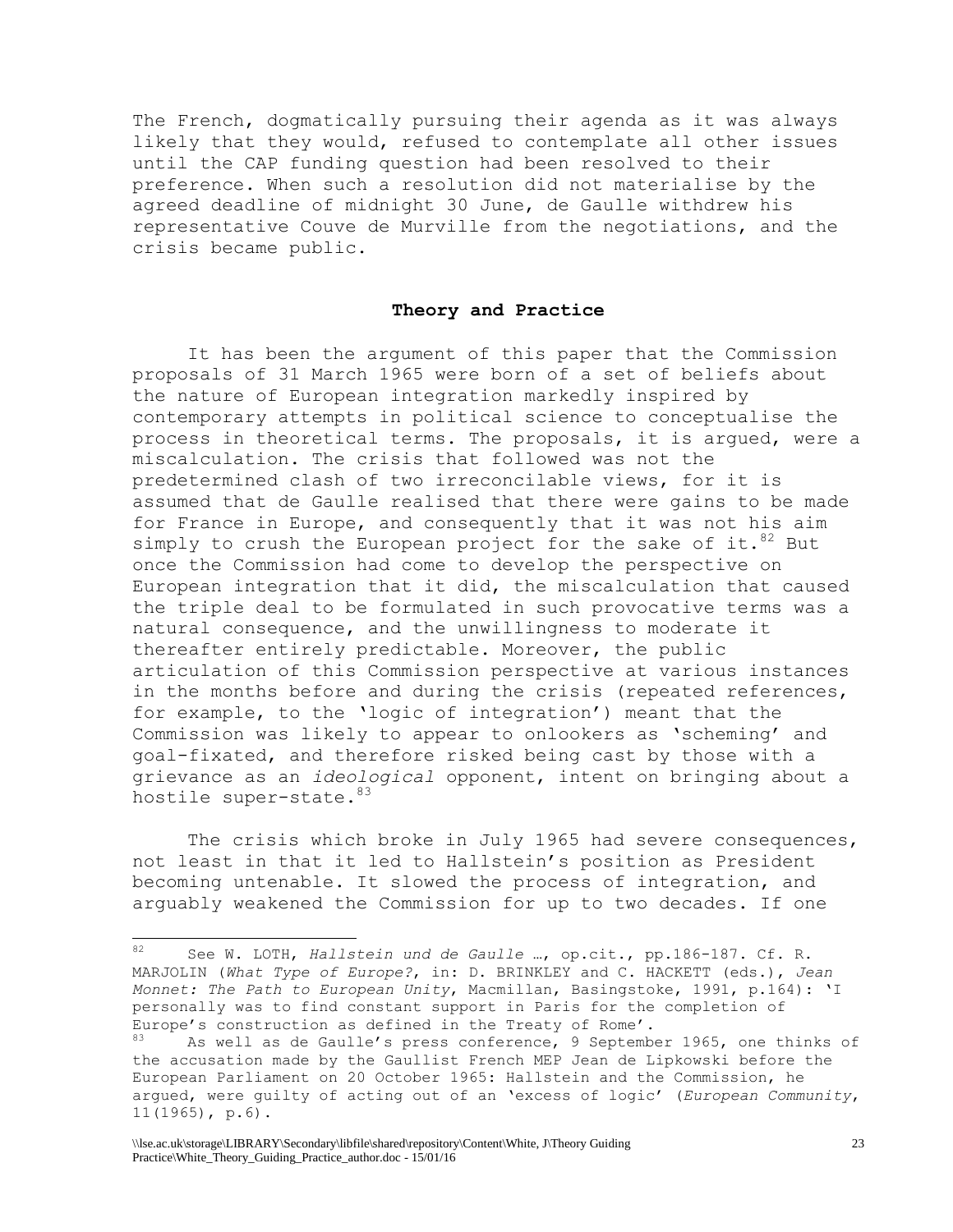The French, dogmatically pursuing their agenda as it was always likely that they would, refused to contemplate all other issues until the CAP funding question had been resolved to their preference. When such a resolution did not materialise by the agreed deadline of midnight 30 June, de Gaulle withdrew his representative Couve de Murville from the negotiations, and the crisis became public.

## Theory and Practice

It has been the argument of this paper that the Commission proposals of 31 March 1965 were born of a set of beliefs about the nature of European integration markedly inspired by contemporary attempts in political science to conceptualise the process in theoretical terms. The proposals, it is argued, were a miscalculation. The crisis that followed was not the predetermined clash of two irreconcilable views, for it is assumed that de Gaulle realised that there were gains to be made for France in Europe, and consequently that it was not his aim simply to crush the European project for the sake of it.[82] But once the Commission had come to develop the perspective on European integration that it did, the miscalculation that caused the triple deal to be formulated in such provocative terms was a natural consequence, and the unwillingness to moderate it thereafter entirely predictable. Moreover, the public articulation of this Commission perspective at various instances in the months before and during the crisis (repeated references, for example, to the 'logic of integration') meant that the Commission was likely to appear to onlookers as 'scheming' and goal-fixated, and therefore risked being cast by those with a grievance as an *ideological* opponent, intent on bringing about a hostile super-state.[83]

The crisis which broke in July 1965 had severe consequences, not least in that it led to Hallstein's position as President becoming untenable. It slowed the process of integration, and arguably weakened the Commission for up to two decades. If one

---

[82] See W. LOTH, *Hallstein und de Gaulle …*, op.cit., pp.186-187. Cf. R. MARJOLIN (*What Type of Europe?*, in: D. BRINKLEY and C. HACKETT (eds.), *Jean Monnet: The Path to European Unity*, Macmillan, Basingstoke, 1991, p.164): 'I personally was to find constant support in Paris for the completion of Europe's construction as defined in the Treaty of Rome'.

[83] As well as de Gaulle's press conference, 9 September 1965, one thinks of the accusation made by the Gaullist French MEP Jean de Lipkowski before the European Parliament on 20 October 1965: Hallstein and the Commission, he argued, were guilty of acting out of an 'excess of logic' (*European Community*, 11(1965), p.6).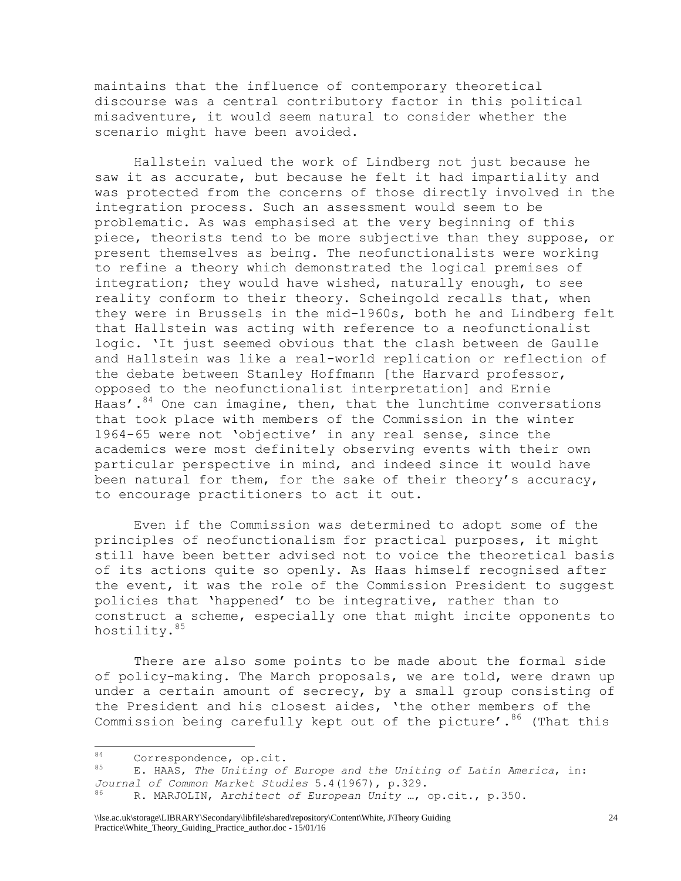maintains that the influence of contemporary theoretical discourse was a central contributory factor in this political misadventure, it would seem natural to consider whether the scenario might have been avoided.

Hallstein valued the work of Lindberg not just because he saw it as accurate, but because he felt it had impartiality and was protected from the concerns of those directly involved in the integration process. Such an assessment would seem to be problematic. As was emphasised at the very beginning of this piece, theorists tend to be more subjective than they suppose, or present themselves as being. The neofunctionalists were working to refine a theory which demonstrated the logical premises of integration; they would have wished, naturally enough, to see reality conform to their theory. Scheingold recalls that, when they were in Brussels in the mid-1960s, both he and Lindberg felt that Hallstein was acting with reference to a neofunctionalist logic. 'It just seemed obvious that the clash between de Gaulle and Hallstein was like a real-world replication or reflection of the debate between Stanley Hoffmann [the Harvard professor, opposed to the neofunctionalist interpretation] and Ernie Haas'.[84] One can imagine, then, that the lunchtime conversations that took place with members of the Commission in the winter 1964-65 were not 'objective' in any real sense, since the academics were most definitely observing events with their own particular perspective in mind, and indeed since it would have been natural for them, for the sake of their theory's accuracy, to encourage practitioners to act it out.

Even if the Commission was determined to adopt some of the principles of neofunctionalism for practical purposes, it might still have been better advised not to voice the theoretical basis of its actions quite so openly. As Haas himself recognised after the event, it was the role of the Commission President to suggest policies that 'happened' to be integrative, rather than to construct a scheme, especially one that might incite opponents to hostility.[85]

There are also some points to be made about the formal side of policy-making. The March proposals, we are told, were drawn up under a certain amount of secrecy, by a small group consisting of the President and his closest aides, 'the other members of the Commission being carefully kept out of the picture'.[86] (That this

---

[84] Correspondence, op.cit.

[85] E. HAAS, *The Uniting of Europe and the Uniting of Latin America*, in: *Journal of Common Market Studies* 5.4(1967), p.329.

[86] R. MARJOLIN, *Architect of European Unity …*, op.cit., p.350.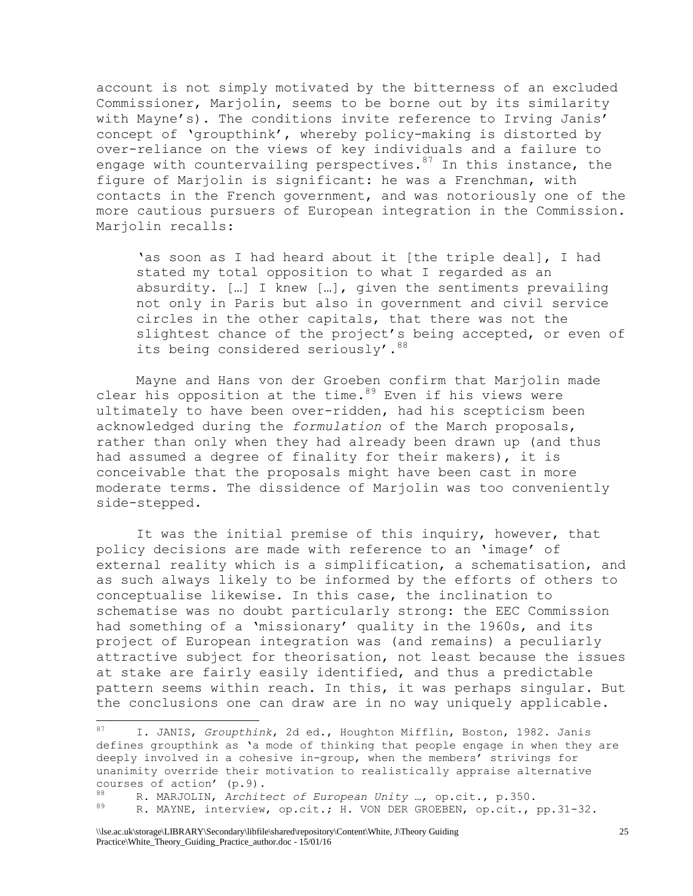account is not simply motivated by the bitterness of an excluded Commissioner, Marjolin, seems to be borne out by its similarity with Mayne's). The conditions invite reference to Irving Janis' concept of 'groupthink', whereby policy-making is distorted by over-reliance on the views of key individuals and a failure to engage with countervailing perspectives.[87] In this instance, the figure of Marjolin is significant: he was a Frenchman, with contacts in the French government, and was notoriously one of the more cautious pursuers of European integration in the Commission. Marjolin recalls:

> 'as soon as I had heard about it [the triple deal], I had stated my total opposition to what I regarded as an absurdity. […] I knew […], given the sentiments prevailing not only in Paris but also in government and civil service circles in the other capitals, that there was not the slightest chance of the project's being accepted, or even of its being considered seriously'.[88]

Mayne and Hans von der Groeben confirm that Marjolin made clear his opposition at the time.[89] Even if his views were ultimately to have been over-ridden, had his scepticism been acknowledged during the *formulation* of the March proposals, rather than only when they had already been drawn up (and thus had assumed a degree of finality for their makers), it is conceivable that the proposals might have been cast in more moderate terms. The dissidence of Marjolin was too conveniently side-stepped.

It was the initial premise of this inquiry, however, that policy decisions are made with reference to an 'image' of external reality which is a simplification, a schematisation, and as such always likely to be informed by the efforts of others to conceptualise likewise. In this case, the inclination to schematise was no doubt particularly strong: the EEC Commission had something of a 'missionary' quality in the 1960s, and its project of European integration was (and remains) a peculiarly attractive subject for theorisation, not least because the issues at stake are fairly easily identified, and thus a predictable pattern seems within reach. In this, it was perhaps singular. But the conclusions one can draw are in no way uniquely applicable.

---

[87] I. JANIS, *Groupthink*, 2d ed., Houghton Mifflin, Boston, 1982. Janis defines groupthink as 'a mode of thinking that people engage in when they are deeply involved in a cohesive in-group, when the members' strivings for unanimity override their motivation to realistically appraise alternative courses of action' (p.9).

[88] R. MARJOLIN, *Architect of European Unity …*, op.cit., p.350.

[89] R. MAYNE, interview, op.cit.; H. VON DER GROEBEN, op.cit., pp.31-32.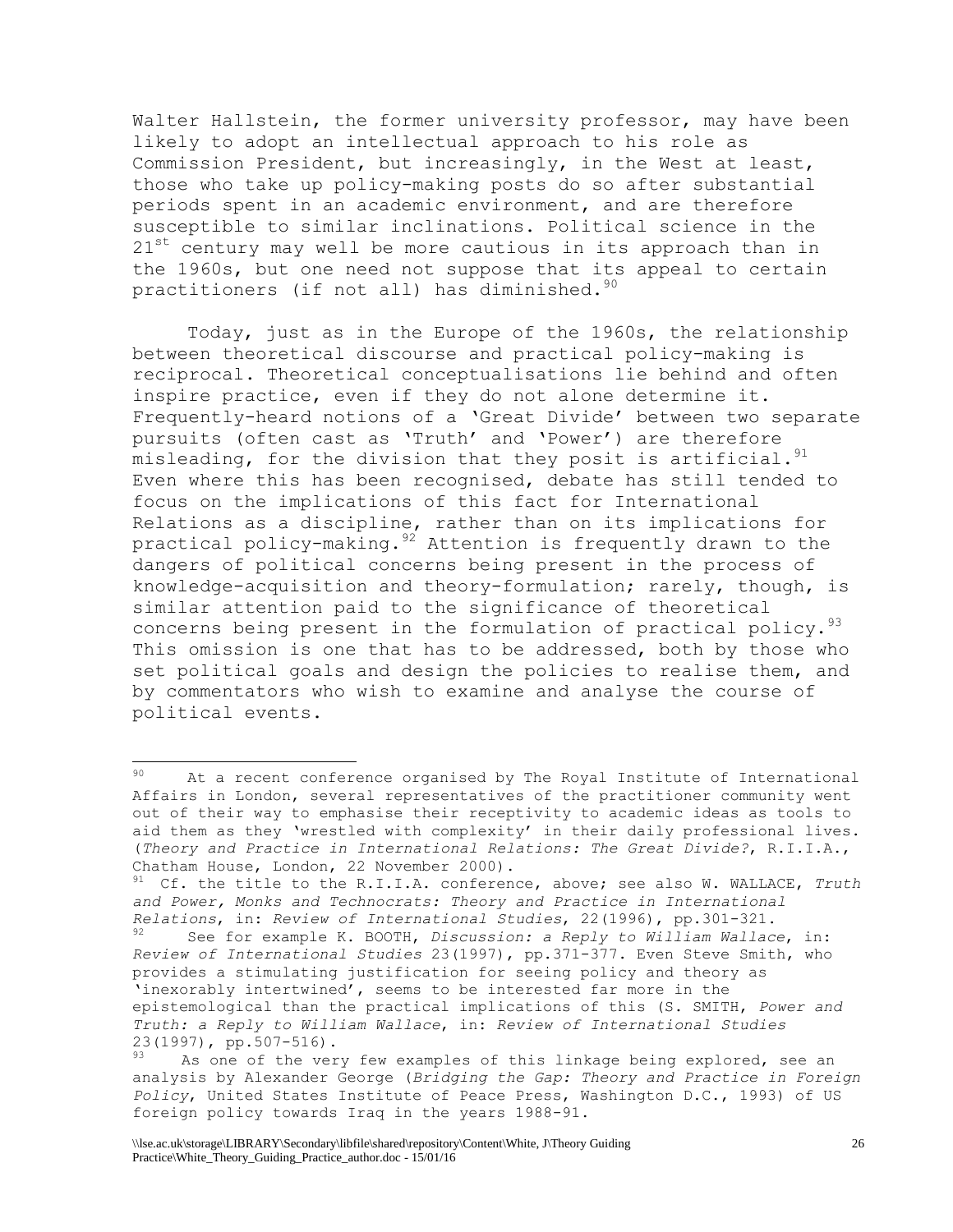Walter Hallstein, the former university professor, may have been likely to adopt an intellectual approach to his role as Commission President, but increasingly, in the West at least, those who take up policy-making posts do so after substantial periods spent in an academic environment, and are therefore susceptible to similar inclinations. Political science in the 21st century may well be more cautious in its approach than in the 1960s, but one need not suppose that its appeal to certain practitioners (if not all) has diminished.[90]

Today, just as in the Europe of the 1960s, the relationship between theoretical discourse and practical policy-making is reciprocal. Theoretical conceptualisations lie behind and often inspire practice, even if they do not alone determine it. Frequently-heard notions of a 'Great Divide' between two separate pursuits (often cast as 'Truth' and 'Power') are therefore misleading, for the division that they posit is artificial.[91] Even where this has been recognised, debate has still tended to focus on the implications of this fact for International Relations as a discipline, rather than on its implications for practical policy-making.[92] Attention is frequently drawn to the dangers of political concerns being present in the process of knowledge-acquisition and theory-formulation; rarely, though, is similar attention paid to the significance of theoretical concerns being present in the formulation of practical policy.[93] This omission is one that has to be addressed, both by those who set political goals and design the policies to realise them, and by commentators who wish to examine and analyse the course of political events.

---

[90] At a recent conference organised by The Royal Institute of International Affairs in London, several representatives of the practitioner community went out of their way to emphasise their receptivity to academic ideas as tools to aid them as they 'wrestled with complexity' in their daily professional lives. (*Theory and Practice in International Relations: The Great Divide?*, R.I.I.A., Chatham House, London, 22 November 2000).

[91] Cf. the title to the R.I.I.A. conference, above; see also W. WALLACE, *Truth and Power, Monks and Technocrats: Theory and Practice in International Relations*, in: *Review of International Studies*, 22(1996), pp.301-321.

[92] See for example K. BOOTH, *Discussion: a Reply to William Wallace*, in: *Review of International Studies* 23(1997), pp.371-377. Even Steve Smith, who provides a stimulating justification for seeing policy and theory as 'inexorably intertwined', seems to be interested far more in the epistemological than the practical implications of this (S. SMITH, *Power and Truth: a Reply to William Wallace*, in: *Review of International Studies* 23(1997), pp.507-516).

[93] As one of the very few examples of this linkage being explored, see an analysis by Alexander George (*Bridging the Gap: Theory and Practice in Foreign Policy*, United States Institute of Peace Press, Washington D.C., 1993) of US foreign policy towards Iraq in the years 1988-91.